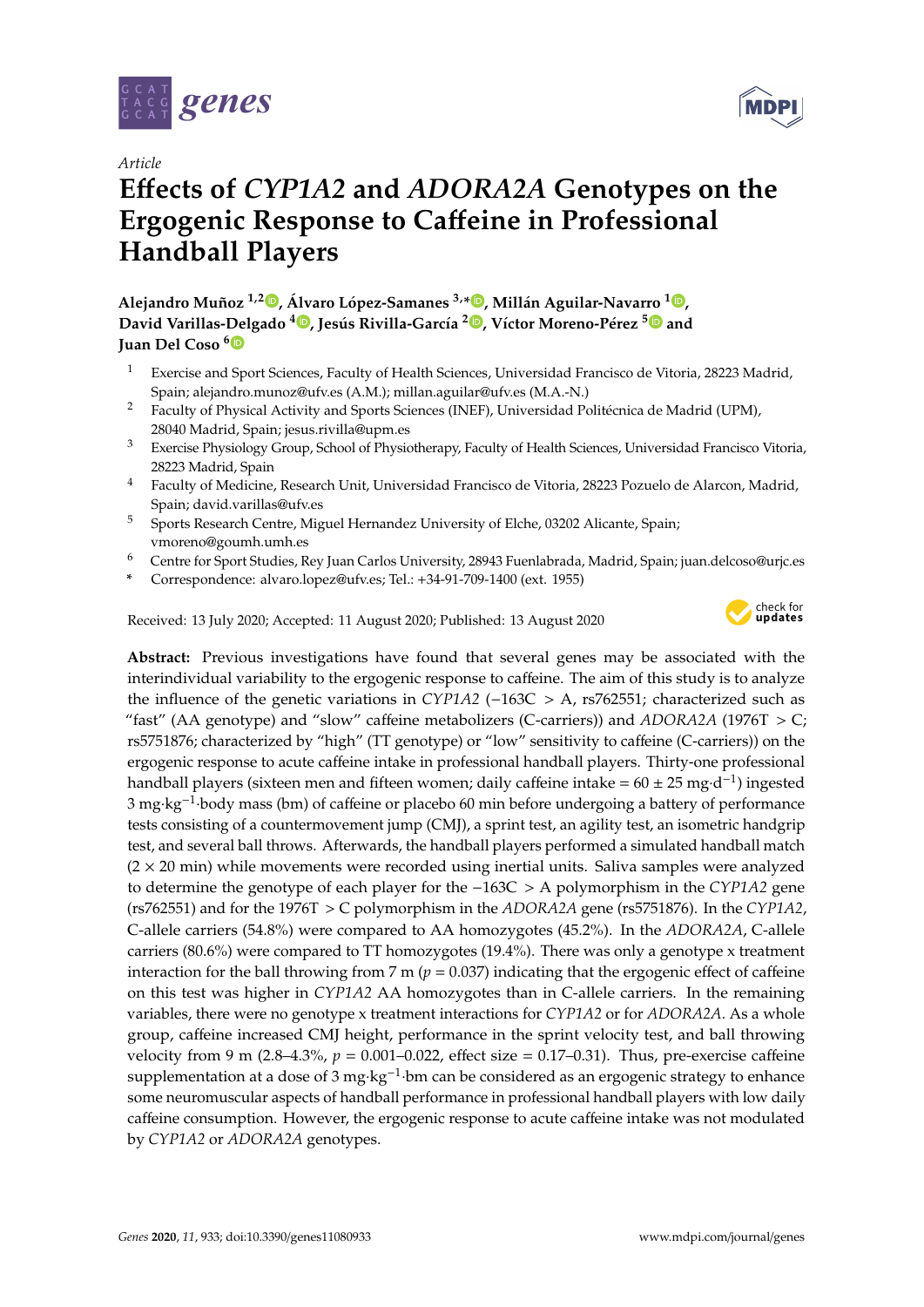*Article*

# Effects of *CYP1A2* and *ADORA2A* Genotypes on the Ergogenic Response to Caffeine in Professional Handball Players

**Alejandro Muñoz [1,2], Álvaro López-Samanes [3,*], Millán Aguilar-Navarro [1], David Varillas-Delgado [4], Jesús Rivilla-García [2], Víctor Moreno-Pérez [5] and Juan Del Coso [6]**

[1] Exercise and Sport Sciences, Faculty of Health Sciences, Universidad Francisco de Vitoria, 28223 Madrid, Spain; alejandro.munoz@ufv.es (A.M.); millan.aguilar@ufv.es (M.A.-N.)

[2] Faculty of Physical Activity and Sports Sciences (INEF), Universidad Politécnica de Madrid (UPM), 28040 Madrid, Spain; jesus.rivilla@upm.es

[3] Exercise Physiology Group, School of Physiotherapy, Faculty of Health Sciences, Universidad Francisco Vitoria, 28223 Madrid, Spain

[4] Faculty of Medicine, Research Unit, Universidad Francisco de Vitoria, 28223 Pozuelo de Alarcon, Madrid, Spain; david.varillas@ufv.es

[5] Sports Research Centre, Miguel Hernandez University of Elche, 03202 Alicante, Spain; vmoreno@goumh.umh.es

[6] Centre for Sport Studies, Rey Juan Carlos University, 28943 Fuenlabrada, Madrid, Spain; juan.delcoso@urjc.es

\* Correspondence: alvaro.lopez@ufv.es; Tel.: +34-91-709-1400 (ext. 1955)

Received: 13 July 2020; Accepted: 11 August 2020; Published: 13 August 2020

**Abstract:** Previous investigations have found that several genes may be associated with the interindividual variability to the ergogenic response to caffeine. The aim of this study is to analyze the influence of the genetic variations in *CYP1A2* (−163C > A, rs762551; characterized such as "fast" (AA genotype) and "slow" caffeine metabolizers (C-carriers)) and *ADORA2A* (1976T > C; rs5751876; characterized by "high" (TT genotype) or "low" sensitivity to caffeine (C-carriers)) on the ergogenic response to acute caffeine intake in professional handball players. Thirty-one professional handball players (sixteen men and fifteen women; daily caffeine intake = 60 ± 25 $mg \cdot d^{-1}$) ingested 3 $mg \cdot kg^{-1}$·body mass (bm) of caffeine or placebo 60 min before undergoing a battery of performance tests consisting of a countermovement jump (CMJ), a sprint test, an agility test, an isometric handgrip test, and several ball throws. Afterwards, the handball players performed a simulated handball match (2 × 20 min) while movements were recorded using inertial units. Saliva samples were analyzed to determine the genotype of each player for the −163C > A polymorphism in the *CYP1A2* gene (rs762551) and for the 1976T > C polymorphism in the *ADORA2A* gene (rs5751876). In the *CYP1A2*, C-allele carriers (54.8%) were compared to AA homozygotes (45.2%). In the *ADORA2A*, C-allele carriers (80.6%) were compared to TT homozygotes (19.4%). There was only a genotype x treatment interaction for the ball throwing from 7 m ($p = 0.037$) indicating that the ergogenic effect of caffeine on this test was higher in *CYP1A2* AA homozygotes than in C-allele carriers. In the remaining variables, there were no genotype x treatment interactions for *CYP1A2* or for *ADORA2A*. As a whole group, caffeine increased CMJ height, performance in the sprint velocity test, and ball throwing velocity from 9 m (2.8–4.3%, $p$ = 0.001–0.022, effect size = 0.17–0.31). Thus, pre-exercise caffeine supplementation at a dose of 3 $mg \cdot kg^{-1}$·bm can be considered as an ergogenic strategy to enhance some neuromuscular aspects of handball performance in professional handball players with low daily caffeine consumption. However, the ergogenic response to acute caffeine intake was not modulated by *CYP1A2* or *ADORA2A* genotypes.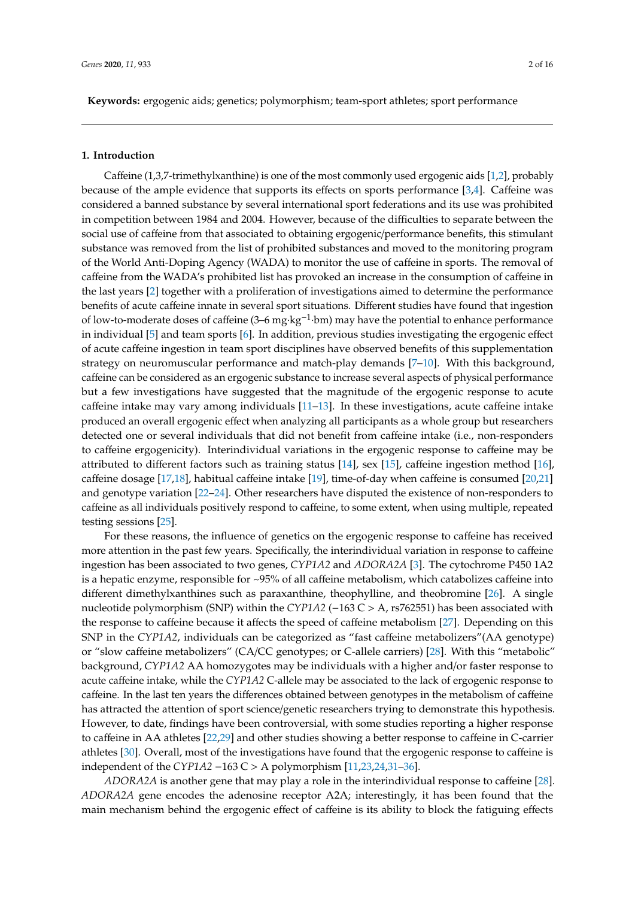**Keywords:** ergogenic aids; genetics; polymorphism; team-sport athletes; sport performance

## 1. Introduction

Caffeine (1,3,7-trimethylxanthine) is one of the most commonly used ergogenic aids [1,2], probably because of the ample evidence that supports its effects on sports performance [3,4]. Caffeine was considered a banned substance by several international sport federations and its use was prohibited in competition between 1984 and 2004. However, because of the difficulties to separate between the social use of caffeine from that associated to obtaining ergogenic/performance benefits, this stimulant substance was removed from the list of prohibited substances and moved to the monitoring program of the World Anti-Doping Agency (WADA) to monitor the use of caffeine in sports. The removal of caffeine from the WADA's prohibited list has provoked an increase in the consumption of caffeine in the last years [2] together with a proliferation of investigations aimed to determine the performance benefits of acute caffeine innate in several sport situations. Different studies have found that ingestion of low-to-moderate doses of caffeine (3–6 $mg{\cdot}kg^{-1}{\cdot}bm$) may have the potential to enhance performance in individual [5] and team sports [6]. In addition, previous studies investigating the ergogenic effect of acute caffeine ingestion in team sport disciplines have observed benefits of this supplementation strategy on neuromuscular performance and match-play demands [7–10]. With this background, caffeine can be considered as an ergogenic substance to increase several aspects of physical performance but a few investigations have suggested that the magnitude of the ergogenic response to acute caffeine intake may vary among individuals [11–13]. In these investigations, acute caffeine intake produced an overall ergogenic effect when analyzing all participants as a whole group but researchers detected one or several individuals that did not benefit from caffeine intake (i.e., non-responders to caffeine ergogenicity). Interindividual variations in the ergogenic response to caffeine may be attributed to different factors such as training status [14], sex [15], caffeine ingestion method [16], caffeine dosage [17,18], habitual caffeine intake [19], time-of-day when caffeine is consumed [20,21] and genotype variation [22–24]. Other researchers have disputed the existence of non-responders to caffeine as all individuals positively respond to caffeine, to some extent, when using multiple, repeated testing sessions [25].

For these reasons, the influence of genetics on the ergogenic response to caffeine has received more attention in the past few years. Specifically, the interindividual variation in response to caffeine ingestion has been associated to two genes, *CYP1A2* and *ADORA2A* [3]. The cytochrome P450 1A2 is a hepatic enzyme, responsible for ~95% of all caffeine metabolism, which catabolizes caffeine into different dimethylxanthines such as paraxanthine, theophylline, and theobromine [26]. A single nucleotide polymorphism (SNP) within the *CYP1A2* (−163 C > A, rs762551) has been associated with the response to caffeine because it affects the speed of caffeine metabolism [27]. Depending on this SNP in the *CYP1A2*, individuals can be categorized as "fast caffeine metabolizers"(AA genotype) or "slow caffeine metabolizers" (CA/CC genotypes; or C-allele carriers) [28]. With this "metabolic" background, *CYP1A2* AA homozygotes may be individuals with a higher and/or faster response to acute caffeine intake, while the *CYP1A2* C-allele may be associated to the lack of ergogenic response to caffeine. In the last ten years the differences obtained between genotypes in the metabolism of caffeine has attracted the attention of sport science/genetic researchers trying to demonstrate this hypothesis. However, to date, findings have been controversial, with some studies reporting a higher response to caffeine in AA athletes [22,29] and other studies showing a better response to caffeine in C-carrier athletes [30]. Overall, most of the investigations have found that the ergogenic response to caffeine is independent of the *CYP1A2* −163 C > A polymorphism [11,23,24,31–36].

*ADORA2A* is another gene that may play a role in the interindividual response to caffeine [28]. *ADORA2A* gene encodes the adenosine receptor A2A; interestingly, it has been found that the main mechanism behind the ergogenic effect of caffeine is its ability to block the fatiguing effects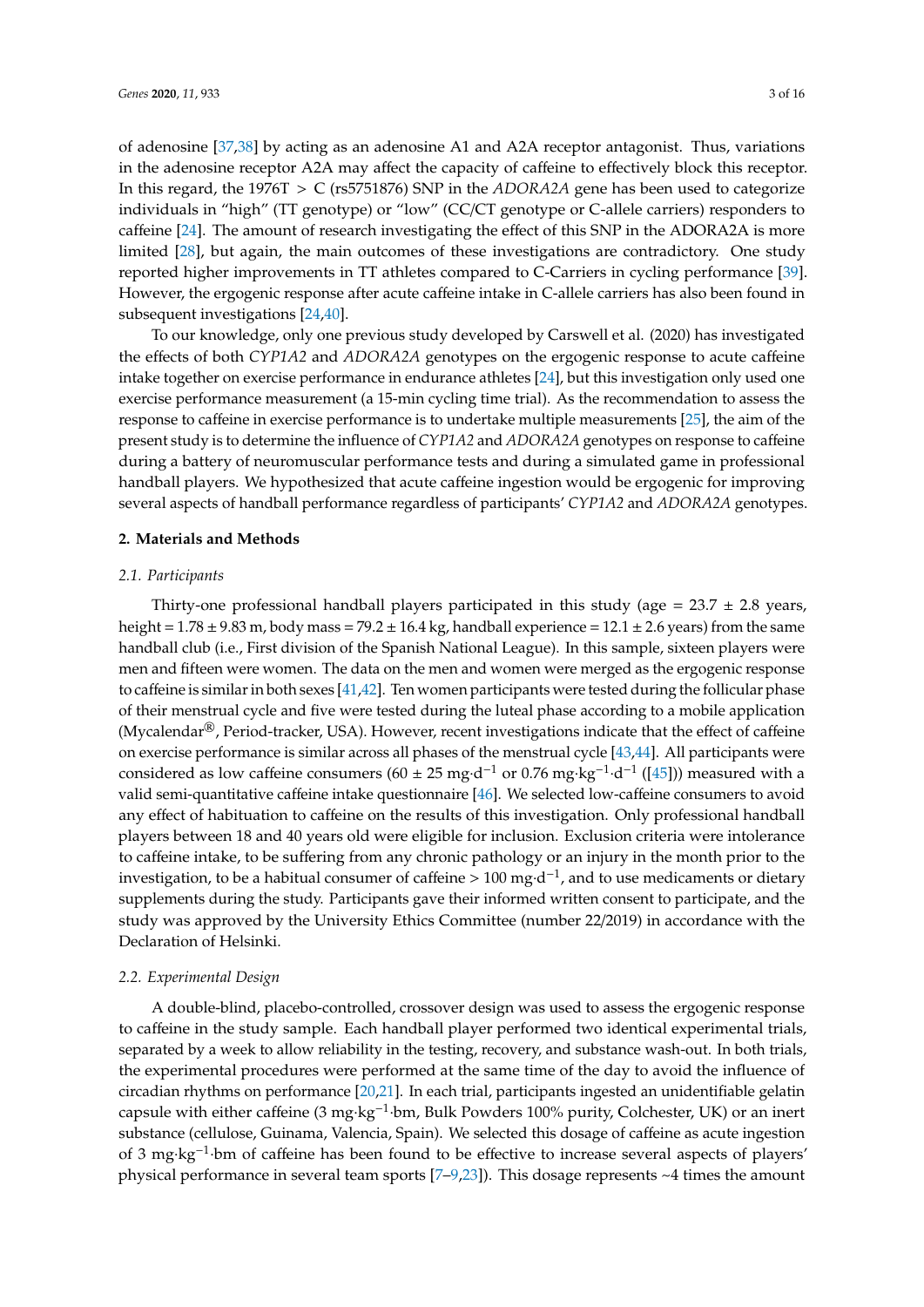of adenosine [37,38] by acting as an adenosine A1 and A2A receptor antagonist. Thus, variations in the adenosine receptor A2A may affect the capacity of caffeine to effectively block this receptor. In this regard, the 1976T > C (rs5751876) SNP in the *ADORA2A* gene has been used to categorize individuals in "high" (TT genotype) or "low" (CC/CT genotype or C-allele carriers) responders to caffeine [24]. The amount of research investigating the effect of this SNP in the ADORA2A is more limited [28], but again, the main outcomes of these investigations are contradictory. One study reported higher improvements in TT athletes compared to C-Carriers in cycling performance [39]. However, the ergogenic response after acute caffeine intake in C-allele carriers has also been found in subsequent investigations [24,40].

To our knowledge, only one previous study developed by Carswell et al. (2020) has investigated the effects of both *CYP1A2* and *ADORA2A* genotypes on the ergogenic response to acute caffeine intake together on exercise performance in endurance athletes [24], but this investigation only used one exercise performance measurement (a 15-min cycling time trial). As the recommendation to assess the response to caffeine in exercise performance is to undertake multiple measurements [25], the aim of the present study is to determine the influence of *CYP1A2* and *ADORA2A* genotypes on response to caffeine during a battery of neuromuscular performance tests and during a simulated game in professional handball players. We hypothesized that acute caffeine ingestion would be ergogenic for improving several aspects of handball performance regardless of participants' *CYP1A2* and *ADORA2A* genotypes.

## 2. Materials and Methods

### 2.1. Participants

Thirty-one professional handball players participated in this study (age = 23.7 ± 2.8 years, height = 1.78 ± 9.83 m, body mass = 79.2 ± 16.4 kg, handball experience = 12.1 ± 2.6 years) from the same handball club (i.e., First division of the Spanish National League). In this sample, sixteen players were men and fifteen were women. The data on the men and women were merged as the ergogenic response to caffeine is similar in both sexes [41,42]. Ten women participants were tested during the follicular phase of their menstrual cycle and five were tested during the luteal phase according to a mobile application (Mycalendar®, Period-tracker, USA). However, recent investigations indicate that the effect of caffeine on exercise performance is similar across all phases of the menstrual cycle [43,44]. All participants were considered as low caffeine consumers (60 ± 25 $mg \cdot d^{-1}$ or 0.76 $mg \cdot kg^{-1} \cdot d^{-1}$ ([45])) measured with a valid semi-quantitative caffeine intake questionnaire [46]. We selected low-caffeine consumers to avoid any effect of habituation to caffeine on the results of this investigation. Only professional handball players between 18 and 40 years old were eligible for inclusion. Exclusion criteria were intolerance to caffeine intake, to be suffering from any chronic pathology or an injury in the month prior to the investigation, to be a habitual consumer of caffeine > 100 $mg \cdot d^{-1}$, and to use medicaments or dietary supplements during the study. Participants gave their informed written consent to participate, and the study was approved by the University Ethics Committee (number 22/2019) in accordance with the Declaration of Helsinki.

### 2.2. Experimental Design

A double-blind, placebo-controlled, crossover design was used to assess the ergogenic response to caffeine in the study sample. Each handball player performed two identical experimental trials, separated by a week to allow reliability in the testing, recovery, and substance wash-out. In both trials, the experimental procedures were performed at the same time of the day to avoid the influence of circadian rhythms on performance [20,21]. In each trial, participants ingested an unidentifiable gelatin capsule with either caffeine (3 $mg \cdot kg^{-1} \cdot bm$, Bulk Powders 100% purity, Colchester, UK) or an inert substance (cellulose, Guinama, Valencia, Spain). We selected this dosage of caffeine as acute ingestion of 3 $mg \cdot kg^{-1} \cdot bm$ of caffeine has been found to be effective to increase several aspects of players' physical performance in several team sports [7–9,23]). This dosage represents ~4 times the amount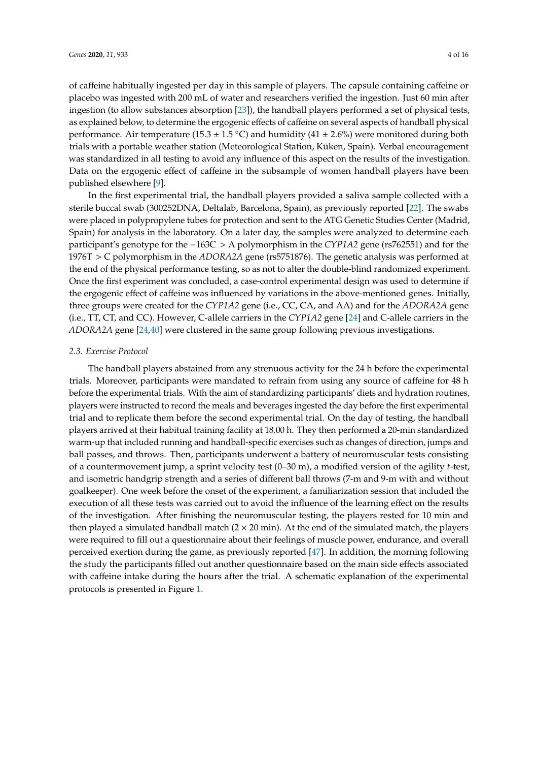of caffeine habitually ingested per day in this sample of players. The capsule containing caffeine or placebo was ingested with 200 mL of water and researchers verified the ingestion. Just 60 min after ingestion (to allow substances absorption [23]), the handball players performed a set of physical tests, as explained below, to determine the ergogenic effects of caffeine on several aspects of handball physical performance. Air temperature (15.3 ± 1.5 °C) and humidity (41 ± 2.6%) were monitored during both trials with a portable weather station (Meteorological Station, Küken, Spain). Verbal encouragement was standardized in all testing to avoid any influence of this aspect on the results of the investigation. Data on the ergogenic effect of caffeine in the subsample of women handball players have been published elsewhere [9].

In the first experimental trial, the handball players provided a saliva sample collected with a sterile buccal swab (300252DNA, Deltalab, Barcelona, Spain), as previously reported [22]. The swabs were placed in polypropylene tubes for protection and sent to the ATG Genetic Studies Center (Madrid, Spain) for analysis in the laboratory. On a later day, the samples were analyzed to determine each participant's genotype for the −163C > A polymorphism in the *CYP1A2* gene (rs762551) and for the 1976T > C polymorphism in the *ADORA2A* gene (rs5751876). The genetic analysis was performed at the end of the physical performance testing, so as not to alter the double-blind randomized experiment. Once the first experiment was concluded, a case-control experimental design was used to determine if the ergogenic effect of caffeine was influenced by variations in the above-mentioned genes. Initially, three groups were created for the *CYP1A2* gene (i.e., CC, CA, and AA) and for the *ADORA2A* gene (i.e., TT, CT, and CC). However, C-allele carriers in the *CYP1A2* gene [24] and C-allele carriers in the *ADORA2A* gene [24,40] were clustered in the same group following previous investigations.

### 2.3. Exercise Protocol

The handball players abstained from any strenuous activity for the 24 h before the experimental trials. Moreover, participants were mandated to refrain from using any source of caffeine for 48 h before the experimental trials. With the aim of standardizing participants' diets and hydration routines, players were instructed to record the meals and beverages ingested the day before the first experimental trial and to replicate them before the second experimental trial. On the day of testing, the handball players arrived at their habitual training facility at 18.00 h. They then performed a 20-min standardized warm-up that included running and handball-specific exercises such as changes of direction, jumps and ball passes, and throws. Then, participants underwent a battery of neuromuscular tests consisting of a countermovement jump, a sprint velocity test (0–30 m), a modified version of the agility *t*-test, and isometric handgrip strength and a series of different ball throws (7-m and 9-m with and without goalkeeper). One week before the onset of the experiment, a familiarization session that included the execution of all these tests was carried out to avoid the influence of the learning effect on the results of the investigation. After finishing the neuromuscular testing, the players rested for 10 min and then played a simulated handball match (2 × 20 min). At the end of the simulated match, the players were required to fill out a questionnaire about their feelings of muscle power, endurance, and overall perceived exertion during the game, as previously reported [47]. In addition, the morning following the study the participants filled out another questionnaire based on the main side effects associated with caffeine intake during the hours after the trial. A schematic explanation of the experimental protocols is presented in Figure 1.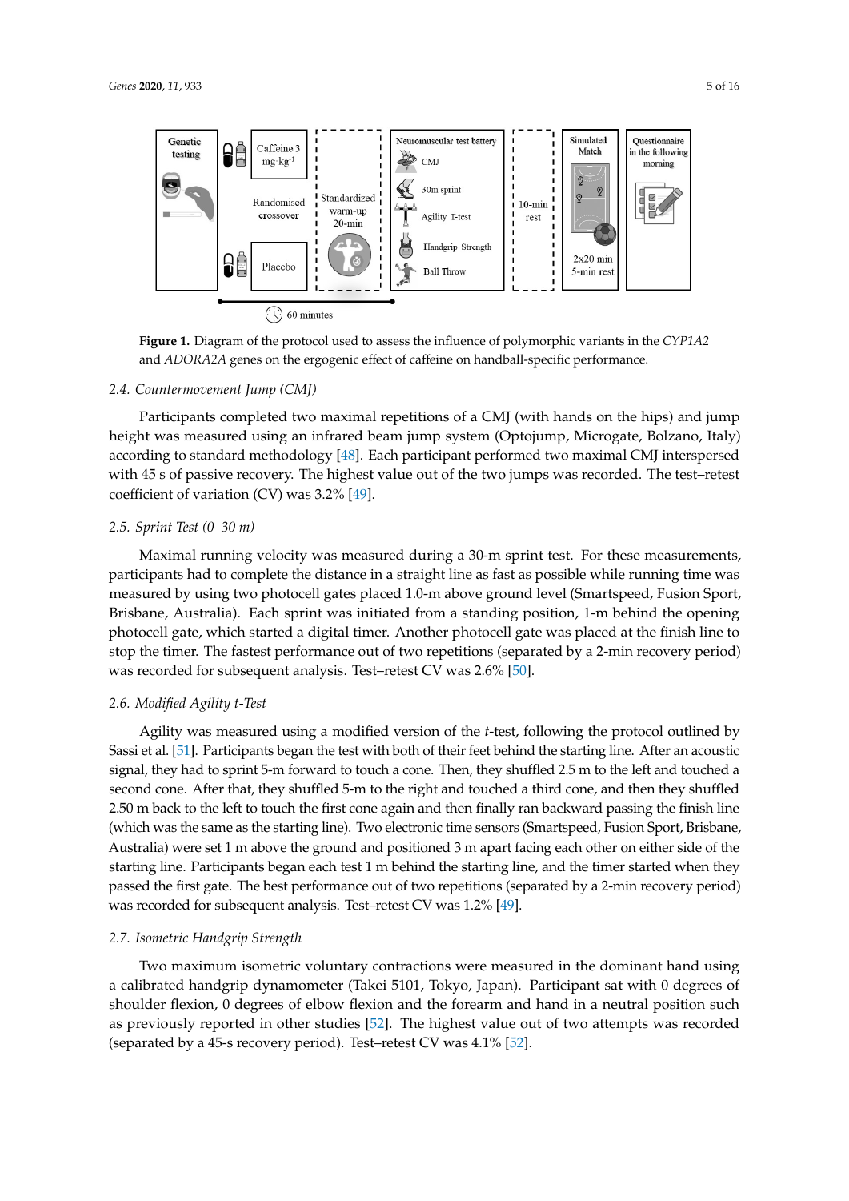**Figure 1.** Diagram of the protocol used to assess the influence of polymorphic variants in the *CYP1A2* and *ADORA2A* genes on the ergogenic effect of caffeine on handball-specific performance.

### 2.4. Countermovement Jump (CMJ)

Participants completed two maximal repetitions of a CMJ (with hands on the hips) and jump height was measured using an infrared beam jump system (Optojump, Microgate, Bolzano, Italy) according to standard methodology [48]. Each participant performed two maximal CMJ interspersed with 45 s of passive recovery. The highest value out of the two jumps was recorded. The test–retest coefficient of variation (CV) was 3.2% [49].

### 2.5. Sprint Test (0–30 m)

Maximal running velocity was measured during a 30-m sprint test. For these measurements, participants had to complete the distance in a straight line as fast as possible while running time was measured by using two photocell gates placed 1.0-m above ground level (Smartspeed, Fusion Sport, Brisbane, Australia). Each sprint was initiated from a standing position, 1-m behind the opening photocell gate, which started a digital timer. Another photocell gate was placed at the finish line to stop the timer. The fastest performance out of two repetitions (separated by a 2-min recovery period) was recorded for subsequent analysis. Test–retest CV was 2.6% [50].

### 2.6. Modified Agility t-Test

Agility was measured using a modified version of the *t*-test, following the protocol outlined by Sassi et al. [51]. Participants began the test with both of their feet behind the starting line. After an acoustic signal, they had to sprint 5-m forward to touch a cone. Then, they shuffled 2.5 m to the left and touched a second cone. After that, they shuffled 5-m to the right and touched a third cone, and then they shuffled 2.50 m back to the left to touch the first cone again and then finally ran backward passing the finish line (which was the same as the starting line). Two electronic time sensors (Smartspeed, Fusion Sport, Brisbane, Australia) were set 1 m above the ground and positioned 3 m apart facing each other on either side of the starting line. Participants began each test 1 m behind the starting line, and the timer started when they passed the first gate. The best performance out of two repetitions (separated by a 2-min recovery period) was recorded for subsequent analysis. Test–retest CV was 1.2% [49].

### 2.7. Isometric Handgrip Strength

Two maximum isometric voluntary contractions were measured in the dominant hand using a calibrated handgrip dynamometer (Takei 5101, Tokyo, Japan). Participant sat with 0 degrees of shoulder flexion, 0 degrees of elbow flexion and the forearm and hand in a neutral position such as previously reported in other studies [52]. The highest value out of two attempts was recorded (separated by a 45-s recovery period). Test–retest CV was 4.1% [52].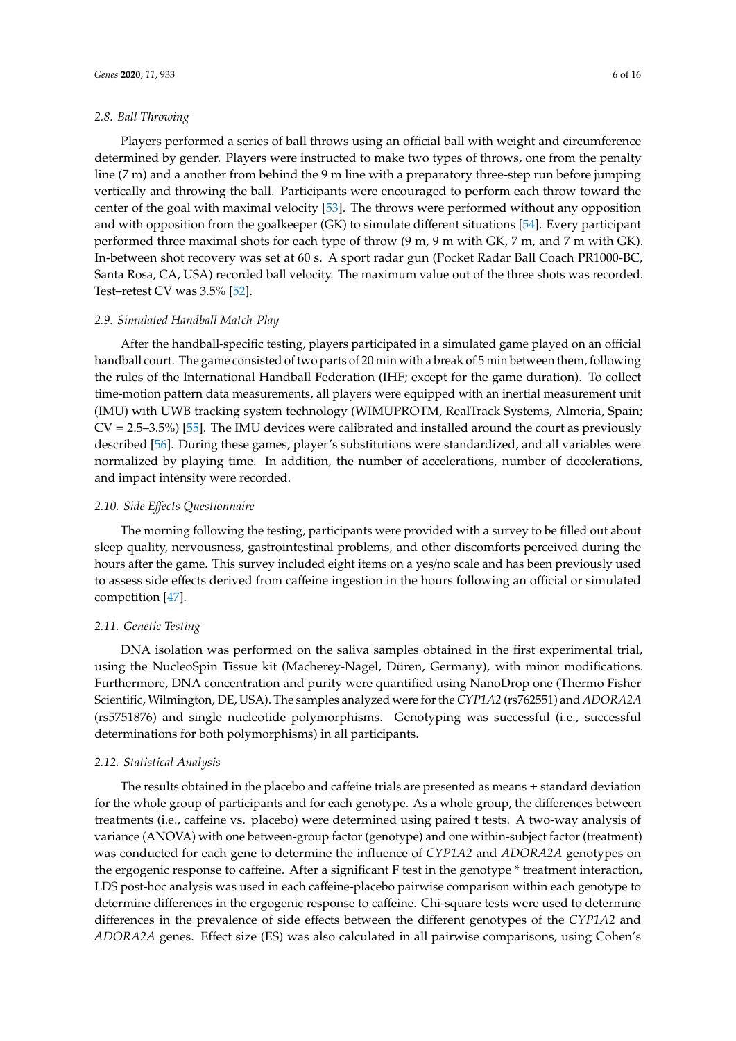### 2.8. Ball Throwing

Players performed a series of ball throws using an official ball with weight and circumference determined by gender. Players were instructed to make two types of throws, one from the penalty line (7 m) and a another from behind the 9 m line with a preparatory three-step run before jumping vertically and throwing the ball. Participants were encouraged to perform each throw toward the center of the goal with maximal velocity [53]. The throws were performed without any opposition and with opposition from the goalkeeper (GK) to simulate different situations [54]. Every participant performed three maximal shots for each type of throw (9 m, 9 m with GK, 7 m, and 7 m with GK). In-between shot recovery was set at 60 s. A sport radar gun (Pocket Radar Ball Coach PR1000-BC, Santa Rosa, CA, USA) recorded ball velocity. The maximum value out of the three shots was recorded. Test–retest CV was 3.5% [52].

### 2.9. Simulated Handball Match-Play

After the handball-specific testing, players participated in a simulated game played on an official handball court. The game consisted of two parts of 20 min with a break of 5 min between them, following the rules of the International Handball Federation (IHF; except for the game duration). To collect time-motion pattern data measurements, all players were equipped with an inertial measurement unit (IMU) with UWB tracking system technology (WIMUPROTM, RealTrack Systems, Almeria, Spain; CV = 2.5–3.5%) [55]. The IMU devices were calibrated and installed around the court as previously described [56]. During these games, player's substitutions were standardized, and all variables were normalized by playing time. In addition, the number of accelerations, number of decelerations, and impact intensity were recorded.

### 2.10. Side Effects Questionnaire

The morning following the testing, participants were provided with a survey to be filled out about sleep quality, nervousness, gastrointestinal problems, and other discomforts perceived during the hours after the game. This survey included eight items on a yes/no scale and has been previously used to assess side effects derived from caffeine ingestion in the hours following an official or simulated competition [47].

### 2.11. Genetic Testing

DNA isolation was performed on the saliva samples obtained in the first experimental trial, using the NucleoSpin Tissue kit (Macherey-Nagel, Düren, Germany), with minor modifications. Furthermore, DNA concentration and purity were quantified using NanoDrop one (Thermo Fisher Scientific, Wilmington, DE, USA). The samples analyzed were for the *CYP1A2* (rs762551) and *ADORA2A* (rs5751876) and single nucleotide polymorphisms. Genotyping was successful (i.e., successful determinations for both polymorphisms) in all participants.

### 2.12. Statistical Analysis

The results obtained in the placebo and caffeine trials are presented as means ± standard deviation for the whole group of participants and for each genotype. As a whole group, the differences between treatments (i.e., caffeine vs. placebo) were determined using paired t tests. A two-way analysis of variance (ANOVA) with one between-group factor (genotype) and one within-subject factor (treatment) was conducted for each gene to determine the influence of *CYP1A2* and *ADORA2A* genotypes on the ergogenic response to caffeine. After a significant F test in the genotype * treatment interaction, LDS post-hoc analysis was used in each caffeine-placebo pairwise comparison within each genotype to determine differences in the ergogenic response to caffeine. Chi-square tests were used to determine differences in the prevalence of side effects between the different genotypes of the *CYP1A2* and *ADORA2A* genes. Effect size (ES) was also calculated in all pairwise comparisons, using Cohen's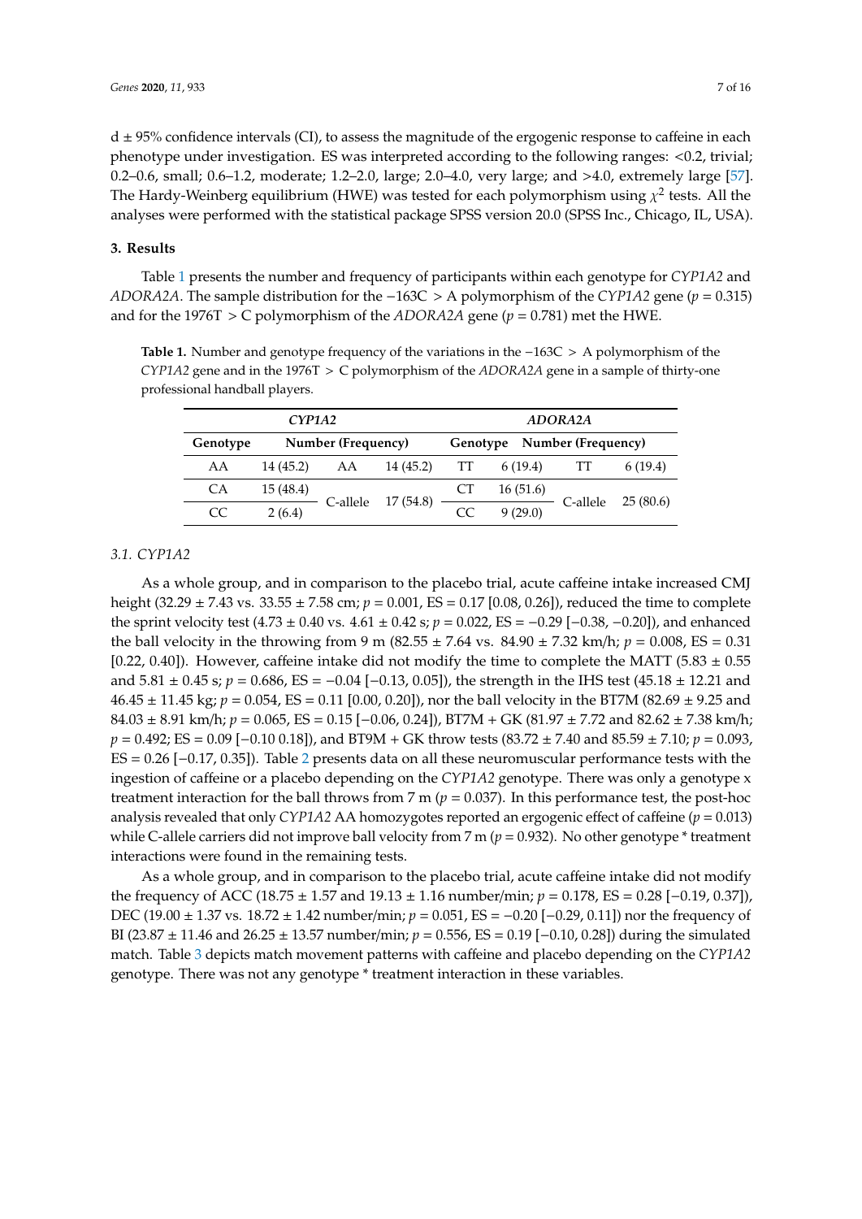d ± 95% confidence intervals (CI), to assess the magnitude of the ergogenic response to caffeine in each phenotype under investigation. ES was interpreted according to the following ranges: <0.2, trivial; 0.2–0.6, small; 0.6–1.2, moderate; 1.2–2.0, large; 2.0–4.0, very large; and >4.0, extremely large [57]. The Hardy-Weinberg equilibrium (HWE) was tested for each polymorphism using $\chi^2$ tests. All the analyses were performed with the statistical package SPSS version 20.0 (SPSS Inc., Chicago, IL, USA).

## 3. Results

Table 1 presents the number and frequency of participants within each genotype for *CYP1A2* and *ADORA2A*. The sample distribution for the −163C > A polymorphism of the *CYP1A2* gene ($p = 0.315$) and for the 1976T > C polymorphism of the *ADORA2A* gene ($p = 0.781$) met the HWE.

**Table 1.** Number and genotype frequency of the variations in the −163C > A polymorphism of the *CYP1A2* gene and in the 1976T > C polymorphism of the *ADORA2A* gene in a sample of thirty-one professional handball players.

| *CYP1A2* | | | | *ADORA2A* | | | |
|---|---|---|---|---|---|---|---|
| Genotype | Number (Frequency) | | | Genotype | Number (Frequency) | | |
| AA | 14 (45.2) | AA | 14 (45.2) | TT | 6 (19.4) | TT | 6 (19.4) |
| CA | 15 (48.4) | C-allele | 17 (54.8) | CT | 16 (51.6) | C-allele | 25 (80.6) |
| CC | 2 (6.4) | | | CC | 9 (29.0) | | |

### 3.1. *CYP1A2*

As a whole group, and in comparison to the placebo trial, acute caffeine intake increased CMJ height (32.29 ± 7.43 vs. 33.55 ± 7.58 cm; $p = 0.001$, ES = 0.17 [0.08, 0.26]), reduced the time to complete the sprint velocity test (4.73 ± 0.40 vs. 4.61 ± 0.42 s; $p = 0.022$, ES = −0.29 [−0.38, −0.20]), and enhanced the ball velocity in the throwing from 9 m (82.55 ± 7.64 vs. 84.90 ± 7.32 km/h; $p = 0.008$, ES = 0.31 [0.22, 0.40]). However, caffeine intake did not modify the time to complete the MATT (5.83 ± 0.55 and 5.81 ± 0.45 s; $p = 0.686$, ES = −0.04 [−0.13, 0.05]), the strength in the IHS test (45.18 ± 12.21 and 46.45 ± 11.45 kg; $p = 0.054$, ES = 0.11 [0.00, 0.20]), nor the ball velocity in the BT7M (82.69 ± 9.25 and 84.03 ± 8.91 km/h; $p = 0.065$, ES = 0.15 [−0.06, 0.24]), BT7M + GK (81.97 ± 7.72 and 82.62 ± 7.38 km/h; $p = 0.492$; ES = 0.09 [−0.10 0.18]), and BT9M + GK throw tests (83.72 ± 7.40 and 85.59 ± 7.10; $p = 0.093$, ES = 0.26 [−0.17, 0.35]). Table 2 presents data on all these neuromuscular performance tests with the ingestion of caffeine or a placebo depending on the *CYP1A2* genotype. There was only a genotype x treatment interaction for the ball throws from 7 m ($p = 0.037$). In this performance test, the post-hoc analysis revealed that only *CYP1A2* AA homozygotes reported an ergogenic effect of caffeine ($p = 0.013$) while C-allele carriers did not improve ball velocity from 7 m ($p = 0.932$). No other genotype * treatment interactions were found in the remaining tests.

As a whole group, and in comparison to the placebo trial, acute caffeine intake did not modify the frequency of ACC (18.75 ± 1.57 and 19.13 ± 1.16 number/min; $p = 0.178$, ES = 0.28 [−0.19, 0.37]), DEC (19.00 ± 1.37 vs. 18.72 ± 1.42 number/min; $p = 0.051$, ES = −0.20 [−0.29, 0.11]) nor the frequency of BI (23.87 ± 11.46 and 26.25 ± 13.57 number/min; $p = 0.556$, ES = 0.19 [−0.10, 0.28]) during the simulated match. Table 3 depicts match movement patterns with caffeine and placebo depending on the *CYP1A2* genotype. There was not any genotype * treatment interaction in these variables.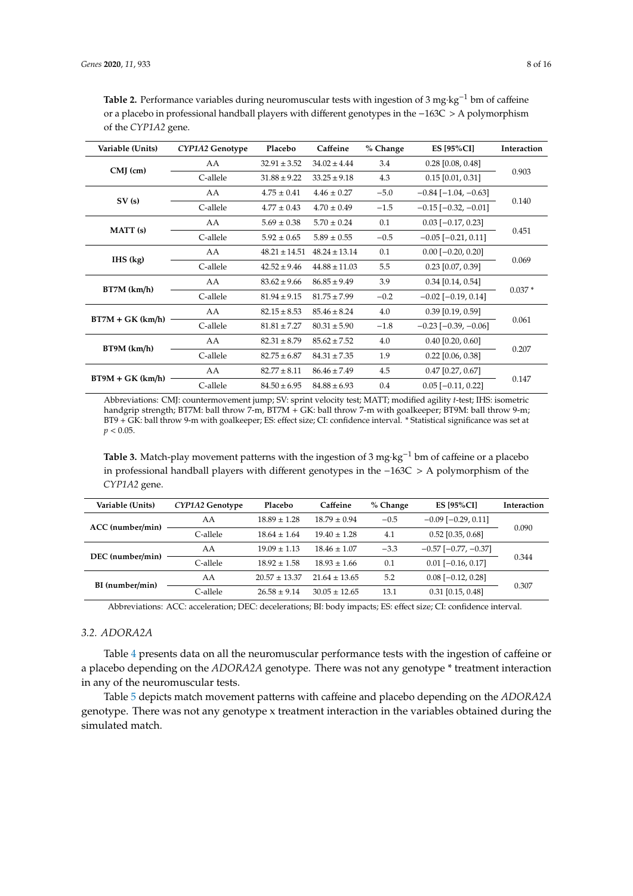**Table 2.** Performance variables during neuromuscular tests with ingestion of 3 mg·kg$^{-1}$ bm of caffeine or a placebo in professional handball players with different genotypes in the −163C > A polymorphism of the *CYP1A2* gene.

| Variable (Units) | *CYP1A2* Genotype | Placebo | Caffeine | % Change | ES [95%CI] | Interaction |
|---|---|---|---|---|---|---|
| **CMJ (cm)** | AA | 32.91 ± 3.52 | 34.02 ± 4.44 | 3.4 | 0.28 [0.08, 0.48] | 0.903 |
| | C-allele | 31.88 ± 9.22 | 33.25 ± 9.18 | 4.3 | 0.15 [0.01, 0.31] | |
| **SV (s)** | AA | 4.75 ± 0.41 | 4.46 ± 0.27 | −5.0 | −0.84 [−1.04, −0.63] | 0.140 |
| | C-allele | 4.77 ± 0.43 | 4.70 ± 0.49 | −1.5 | −0.15 [−0.32, −0.01] | |
| **MATT (s)** | AA | 5.69 ± 0.38 | 5.70 ± 0.24 | 0.1 | 0.03 [−0.17, 0.23] | 0.451 |
| | C-allele | 5.92 ± 0.65 | 5.89 ± 0.55 | −0.5 | −0.05 [−0.21, 0.11] | |
| **IHS (kg)** | AA | 48.21 ± 14.51 | 48.24 ± 13.14 | 0.1 | 0.00 [−0.20, 0.20] | 0.069 |
| | C-allele | 42.52 ± 9.46 | 44.88 ± 11.03 | 5.5 | 0.23 [0.07, 0.39] | |
| **BT7M (km/h)** | AA | 83.62 ± 9.66 | 86.85 ± 9.49 | 3.9 | 0.34 [0.14, 0.54] | 0.037 * |
| | C-allele | 81.94 ± 9.15 | 81.75 ± 7.99 | −0.2 | −0.02 [−0.19, 0.14] | |
| **BT7M + GK (km/h)** | AA | 82.15 ± 8.53 | 85.46 ± 8.24 | 4.0 | 0.39 [0.19, 0.59] | 0.061 |
| | C-allele | 81.81 ± 7.27 | 80.31 ± 5.90 | −1.8 | −0.23 [−0.39, −0.06] | |
| **BT9M (km/h)** | AA | 82.31 ± 8.79 | 85.62 ± 7.52 | 4.0 | 0.40 [0.20, 0.60] | 0.207 |
| | C-allele | 82.75 ± 6.87 | 84.31 ± 7.35 | 1.9 | 0.22 [0.06, 0.38] | |
| **BT9M + GK (km/h)** | AA | 82.77 ± 8.11 | 86.46 ± 7.49 | 4.5 | 0.47 [0.27, 0.67] | 0.147 |
| | C-allele | 84.50 ± 6.95 | 84.88 ± 6.93 | 0.4 | 0.05 [−0.11, 0.22] | |

Abbreviations: CMJ: countermovement jump; SV: sprint velocity test; MATT; modified agility *t*-test; IHS: isometric handgrip strength; BT7M: ball throw 7-m, BT7M + GK: ball throw 7-m with goalkeeper; BT9M: ball throw 9-m; BT9 + GK: ball throw 9-m with goalkeeper; ES: effect size; CI: confidence interval. * Statistical significance was set at $p < 0.05$.

**Table 3.** Match-play movement patterns with the ingestion of 3 mg·kg$^{-1}$ bm of caffeine or a placebo in professional handball players with different genotypes in the −163C > A polymorphism of the *CYP1A2* gene.

| Variable (Units) | *CYP1A2* Genotype | Placebo | Caffeine | % Change | ES [95%CI] | Interaction |
|---|---|---|---|---|---|---|
| **ACC (number/min)** | AA | 18.89 ± 1.28 | 18.79 ± 0.94 | −0.5 | −0.09 [−0.29, 0.11] | 0.090 |
| | C-allele | 18.64 ± 1.64 | 19.40 ± 1.28 | 4.1 | 0.52 [0.35, 0.68] | |
| **DEC (number/min)** | AA | 19.09 ± 1.13 | 18.46 ± 1.07 | −3.3 | −0.57 [−0.77, −0.37] | 0.344 |
| | C-allele | 18.92 ± 1.58 | 18.93 ± 1.66 | 0.1 | 0.01 [−0.16, 0.17] | |
| **BI (number/min)** | AA | 20.57 ± 13.37 | 21.64 ± 13.65 | 5.2 | 0.08 [−0.12, 0.28] | 0.307 |
| | C-allele | 26.58 ± 9.14 | 30.05 ± 12.65 | 13.1 | 0.31 [0.15, 0.48] | |

Abbreviations: ACC: acceleration; DEC: decelerations; BI: body impacts; ES: effect size; CI: confidence interval.

### 3.2. *ADORA2A*

Table 4 presents data on all the neuromuscular performance tests with the ingestion of caffeine or a placebo depending on the *ADORA2A* genotype. There was not any genotype * treatment interaction in any of the neuromuscular tests.

Table 5 depicts match movement patterns with caffeine and placebo depending on the *ADORA2A* genotype. There was not any genotype x treatment interaction in the variables obtained during the simulated match.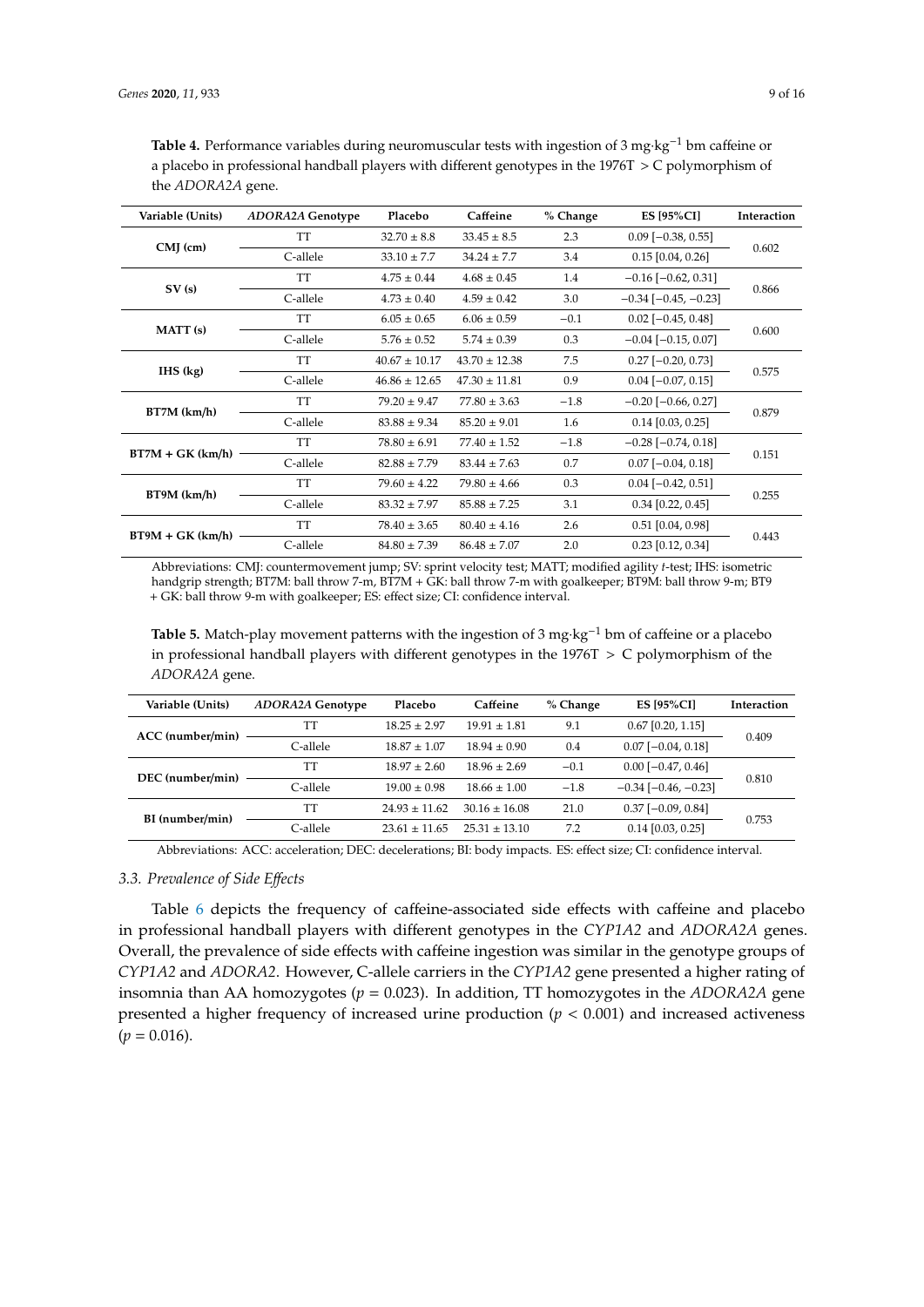**Table 4.** Performance variables during neuromuscular tests with ingestion of 3 mg·kg$^{-1}$ bm caffeine or a placebo in professional handball players with different genotypes in the 1976T > C polymorphism of the *ADORA2A* gene.

| Variable (Units) | *ADORA2A* Genotype | Placebo | Caffeine | % Change | ES [95%CI] | Interaction |
|---|---|---|---|---|---|---|
| CMJ (cm) | TT | 32.70 ± 8.8 | 33.45 ± 8.5 | 2.3 | 0.09 [−0.38, 0.55] | 0.602 |
| | C-allele | 33.10 ± 7.7 | 34.24 ± 7.7 | 3.4 | 0.15 [0.04, 0.26] | |
| SV (s) | TT | 4.75 ± 0.44 | 4.68 ± 0.45 | 1.4 | −0.16 [−0.62, 0.31] | 0.866 |
| | C-allele | 4.73 ± 0.40 | 4.59 ± 0.42 | 3.0 | −0.34 [−0.45, −0.23] | |
| MATT (s) | TT | 6.05 ± 0.65 | 6.06 ± 0.59 | −0.1 | 0.02 [−0.45, 0.48] | 0.600 |
| | C-allele | 5.76 ± 0.52 | 5.74 ± 0.39 | 0.3 | −0.04 [−0.15, 0.07] | |
| IHS (kg) | TT | 40.67 ± 10.17 | 43.70 ± 12.38 | 7.5 | 0.27 [−0.20, 0.73] | 0.575 |
| | C-allele | 46.86 ± 12.65 | 47.30 ± 11.81 | 0.9 | 0.04 [−0.07, 0.15] | |
| BT7M (km/h) | TT | 79.20 ± 9.47 | 77.80 ± 3.63 | −1.8 | −0.20 [−0.66, 0.27] | 0.879 |
| | C-allele | 83.88 ± 9.34 | 85.20 ± 9.01 | 1.6 | 0.14 [0.03, 0.25] | |
| BT7M + GK (km/h) | TT | 78.80 ± 6.91 | 77.40 ± 1.52 | −1.8 | −0.28 [−0.74, 0.18] | 0.151 |
| | C-allele | 82.88 ± 7.79 | 83.44 ± 7.63 | 0.7 | 0.07 [−0.04, 0.18] | |
| BT9M (km/h) | TT | 79.60 ± 4.22 | 79.80 ± 4.66 | 0.3 | 0.04 [−0.42, 0.51] | 0.255 |
| | C-allele | 83.32 ± 7.97 | 85.88 ± 7.25 | 3.1 | 0.34 [0.22, 0.45] | |
| BT9M + GK (km/h) | TT | 78.40 ± 3.65 | 80.40 ± 4.16 | 2.6 | 0.51 [0.04, 0.98] | 0.443 |
| | C-allele | 84.80 ± 7.39 | 86.48 ± 7.07 | 2.0 | 0.23 [0.12, 0.34] | |

Abbreviations: CMJ: countermovement jump; SV: sprint velocity test; MATT: modified agility *t*-test; IHS: isometric handgrip strength; BT7M: ball throw 7-m, BT7M + GK: ball throw 7-m with goalkeeper; BT9M: ball throw 9-m; BT9 + GK: ball throw 9-m with goalkeeper; ES: effect size; CI: confidence interval.

**Table 5.** Match-play movement patterns with the ingestion of 3 mg·kg$^{-1}$ bm of caffeine or a placebo in professional handball players with different genotypes in the 1976T > C polymorphism of the *ADORA2A* gene.

| Variable (Units) | *ADORA2A* Genotype | Placebo | Caffeine | % Change | ES [95%CI] | Interaction |
|---|---|---|---|---|---|---|
| ACC (number/min) | TT | 18.25 ± 2.97 | 19.91 ± 1.81 | 9.1 | 0.67 [0.20, 1.15] | 0.409 |
| | C-allele | 18.87 ± 1.07 | 18.94 ± 0.90 | 0.4 | 0.07 [−0.04, 0.18] | |
| DEC (number/min) | TT | 18.97 ± 2.60 | 18.96 ± 2.69 | −0.1 | 0.00 [−0.47, 0.46] | 0.810 |
| | C-allele | 19.00 ± 0.98 | 18.66 ± 1.00 | −1.8 | −0.34 [−0.46, −0.23] | |
| BI (number/min) | TT | 24.93 ± 11.62 | 30.16 ± 16.08 | 21.0 | 0.37 [−0.09, 0.84] | 0.753 |
| | C-allele | 23.61 ± 11.65 | 25.31 ± 13.10 | 7.2 | 0.14 [0.03, 0.25] | |

Abbreviations: ACC: acceleration; DEC: decelerations; BI: body impacts. ES: effect size; CI: confidence interval.

### 3.3. Prevalence of Side Effects

Table 6 depicts the frequency of caffeine-associated side effects with caffeine and placebo in professional handball players with different genotypes in the *CYP1A2* and *ADORA2A* genes. Overall, the prevalence of side effects with caffeine ingestion was similar in the genotype groups of *CYP1A2* and *ADORA2*. However, C-allele carriers in the *CYP1A2* gene presented a higher rating of insomnia than AA homozygotes ($p$ = 0.023). In addition, TT homozygotes in the *ADORA2A* gene presented a higher frequency of increased urine production ($p$ < 0.001) and increased activeness ($p$ = 0.016).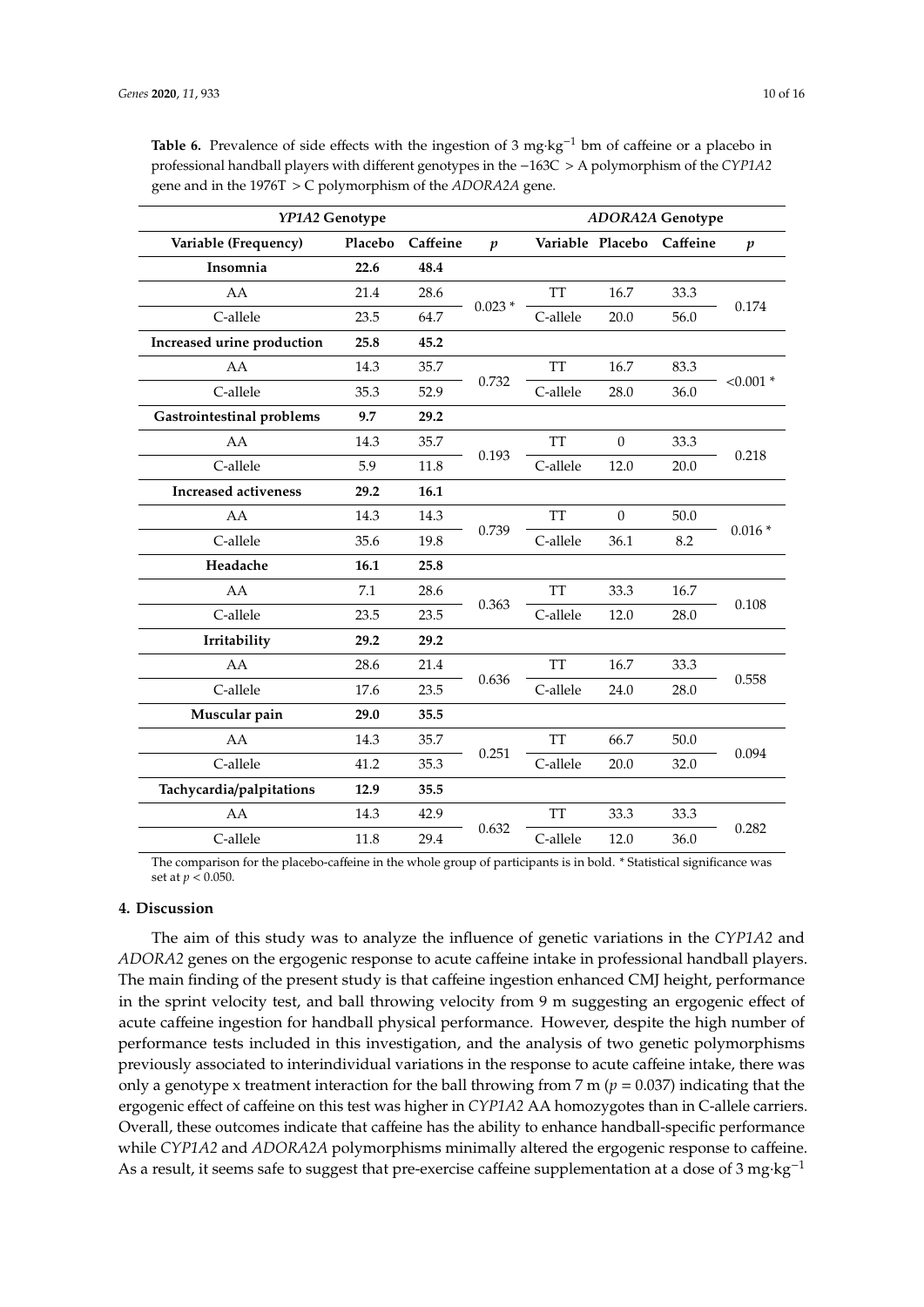**Table 6.** Prevalence of side effects with the ingestion of 3 mg·kg$^{-1}$ bm of caffeine or a placebo in professional handball players with different genotypes in the −163C > A polymorphism of the *CYP1A2* gene and in the 1976T > C polymorphism of the *ADORA2A* gene.

| *YP1A2* Genotype | | | | *ADORA2A* Genotype | | | |
|---|---|---|---|---|---|---|---|
| **Variable (Frequency)** | **Placebo** | **Caffeine** | ***p*** | **Variable** | **Placebo** | **Caffeine** | ***p*** |
| **Insomnia** | **22.6** | **48.4** | | | | | |
| AA | 21.4 | 28.6 | 0.023 * | TT | 16.7 | 33.3 | 0.174 |
| C-allele | 23.5 | 64.7 | | C-allele | 20.0 | 56.0 | |
| **Increased urine production** | **25.8** | **45.2** | | | | | |
| AA | 14.3 | 35.7 | 0.732 | TT | 16.7 | 83.3 | <0.001 * |
| C-allele | 35.3 | 52.9 | | C-allele | 28.0 | 36.0 | |
| **Gastrointestinal problems** | **9.7** | **29.2** | | | | | |
| AA | 14.3 | 35.7 | 0.193 | TT | 0 | 33.3 | 0.218 |
| C-allele | 5.9 | 11.8 | | C-allele | 12.0 | 20.0 | |
| **Increased activeness** | **29.2** | **16.1** | | | | | |
| AA | 14.3 | 14.3 | 0.739 | TT | 0 | 50.0 | 0.016 * |
| C-allele | 35.6 | 19.8 | | C-allele | 36.1 | 8.2 | |
| **Headache** | **16.1** | **25.8** | | | | | |
| AA | 7.1 | 28.6 | 0.363 | TT | 33.3 | 16.7 | 0.108 |
| C-allele | 23.5 | 23.5 | | C-allele | 12.0 | 28.0 | |
| **Irritability** | **29.2** | **29.2** | | | | | |
| AA | 28.6 | 21.4 | 0.636 | TT | 16.7 | 33.3 | 0.558 |
| C-allele | 17.6 | 23.5 | | C-allele | 24.0 | 28.0 | |
| **Muscular pain** | **29.0** | **35.5** | | | | | |
| AA | 14.3 | 35.7 | 0.251 | TT | 66.7 | 50.0 | 0.094 |
| C-allele | 41.2 | 35.3 | | C-allele | 20.0 | 32.0 | |
| **Tachycardia/palpitations** | **12.9** | **35.5** | | | | | |
| AA | 14.3 | 42.9 | 0.632 | TT | 33.3 | 33.3 | 0.282 |
| C-allele | 11.8 | 29.4 | | C-allele | 12.0 | 36.0 | |

The comparison for the placebo-caffeine in the whole group of participants is in bold. * Statistical significance was set at $p < 0.050$.

## 4. Discussion

The aim of this study was to analyze the influence of genetic variations in the *CYP1A2* and *ADORA2* genes on the ergogenic response to acute caffeine intake in professional handball players. The main finding of the present study is that caffeine ingestion enhanced CMJ height, performance in the sprint velocity test, and ball throwing velocity from 9 m suggesting an ergogenic effect of acute caffeine ingestion for handball physical performance. However, despite the high number of performance tests included in this investigation, and the analysis of two genetic polymorphisms previously associated to interindividual variations in the response to acute caffeine intake, there was only a genotype x treatment interaction for the ball throwing from 7 m ($p = 0.037$) indicating that the ergogenic effect of caffeine on this test was higher in *CYP1A2* AA homozygotes than in C-allele carriers. Overall, these outcomes indicate that caffeine has the ability to enhance handball-specific performance while *CYP1A2* and *ADORA2A* polymorphisms minimally altered the ergogenic response to caffeine. As a result, it seems safe to suggest that pre-exercise caffeine supplementation at a dose of 3 mg·kg$^{-1}$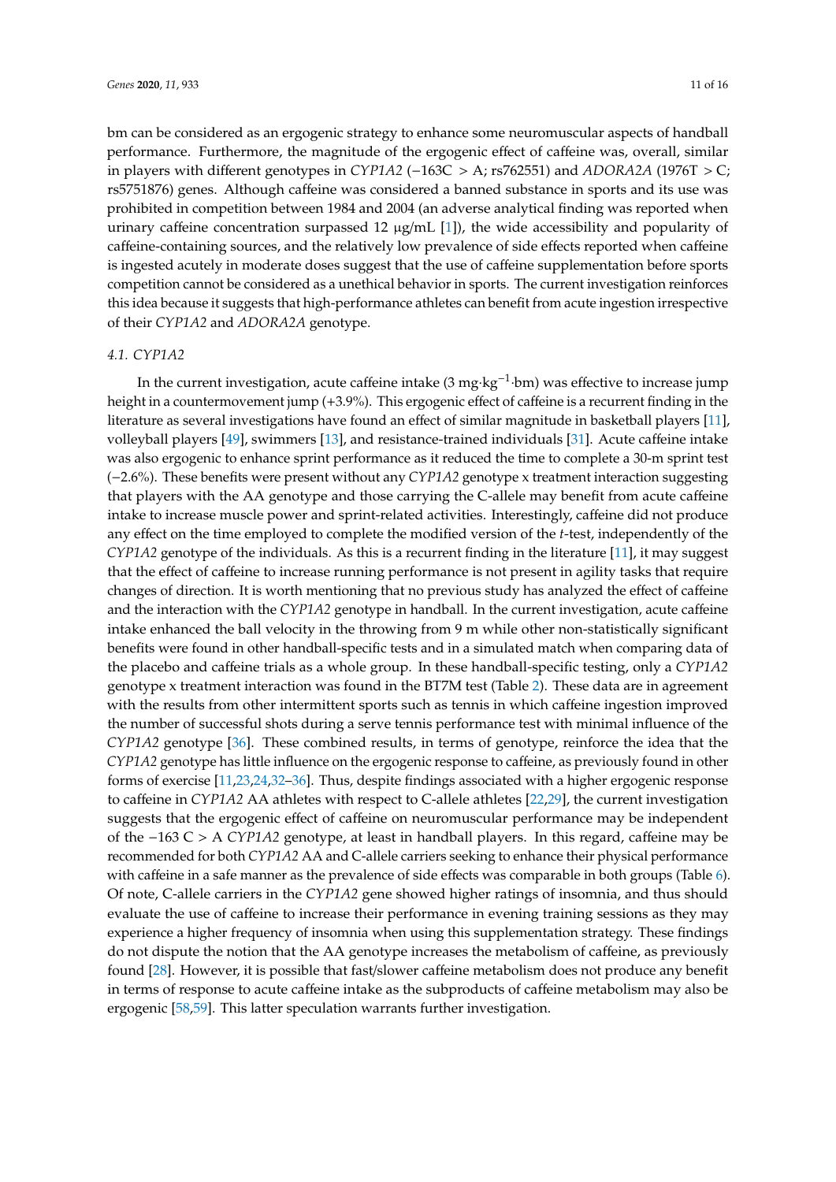bm can be considered as an ergogenic strategy to enhance some neuromuscular aspects of handball performance. Furthermore, the magnitude of the ergogenic effect of caffeine was, overall, similar in players with different genotypes in *CYP1A2* (−163C > A; rs762551) and *ADORA2A* (1976T > C; rs5751876) genes. Although caffeine was considered a banned substance in sports and its use was prohibited in competition between 1984 and 2004 (an adverse analytical finding was reported when urinary caffeine concentration surpassed 12 μg/mL [1]), the wide accessibility and popularity of caffeine-containing sources, and the relatively low prevalence of side effects reported when caffeine is ingested acutely in moderate doses suggest that the use of caffeine supplementation before sports competition cannot be considered as a unethical behavior in sports. The current investigation reinforces this idea because it suggests that high-performance athletes can benefit from acute ingestion irrespective of their *CYP1A2* and *ADORA2A* genotype.

### 4.1. CYP1A2

In the current investigation, acute caffeine intake (3 mg·kg$^{-1}$·bm) was effective to increase jump height in a countermovement jump (+3.9%). This ergogenic effect of caffeine is a recurrent finding in the literature as several investigations have found an effect of similar magnitude in basketball players [11], volleyball players [49], swimmers [13], and resistance-trained individuals [31]. Acute caffeine intake was also ergogenic to enhance sprint performance as it reduced the time to complete a 30-m sprint test (−2.6%). These benefits were present without any *CYP1A2* genotype x treatment interaction suggesting that players with the AA genotype and those carrying the C-allele may benefit from acute caffeine intake to increase muscle power and sprint-related activities. Interestingly, caffeine did not produce any effect on the time employed to complete the modified version of the *t*-test, independently of the *CYP1A2* genotype of the individuals. As this is a recurrent finding in the literature [11], it may suggest that the effect of caffeine to increase running performance is not present in agility tasks that require changes of direction. It is worth mentioning that no previous study has analyzed the effect of caffeine and the interaction with the *CYP1A2* genotype in handball. In the current investigation, acute caffeine intake enhanced the ball velocity in the throwing from 9 m while other non-statistically significant benefits were found in other handball-specific tests and in a simulated match when comparing data of the placebo and caffeine trials as a whole group. In these handball-specific testing, only a *CYP1A2* genotype x treatment interaction was found in the BT7M test (Table 2). These data are in agreement with the results from other intermittent sports such as tennis in which caffeine ingestion improved the number of successful shots during a serve tennis performance test with minimal influence of the *CYP1A2* genotype [36]. These combined results, in terms of genotype, reinforce the idea that the *CYP1A2* genotype has little influence on the ergogenic response to caffeine, as previously found in other forms of exercise [11,23,24,32–36]. Thus, despite findings associated with a higher ergogenic response to caffeine in *CYP1A2* AA athletes with respect to C-allele athletes [22,29], the current investigation suggests that the ergogenic effect of caffeine on neuromuscular performance may be independent of the −163 C > A *CYP1A2* genotype, at least in handball players. In this regard, caffeine may be recommended for both *CYP1A2* AA and C-allele carriers seeking to enhance their physical performance with caffeine in a safe manner as the prevalence of side effects was comparable in both groups (Table 6). Of note, C-allele carriers in the *CYP1A2* gene showed higher ratings of insomnia, and thus should evaluate the use of caffeine to increase their performance in evening training sessions as they may experience a higher frequency of insomnia when using this supplementation strategy. These findings do not dispute the notion that the AA genotype increases the metabolism of caffeine, as previously found [28]. However, it is possible that fast/slower caffeine metabolism does not produce any benefit in terms of response to acute caffeine intake as the subproducts of caffeine metabolism may also be ergogenic [58,59]. This latter speculation warrants further investigation.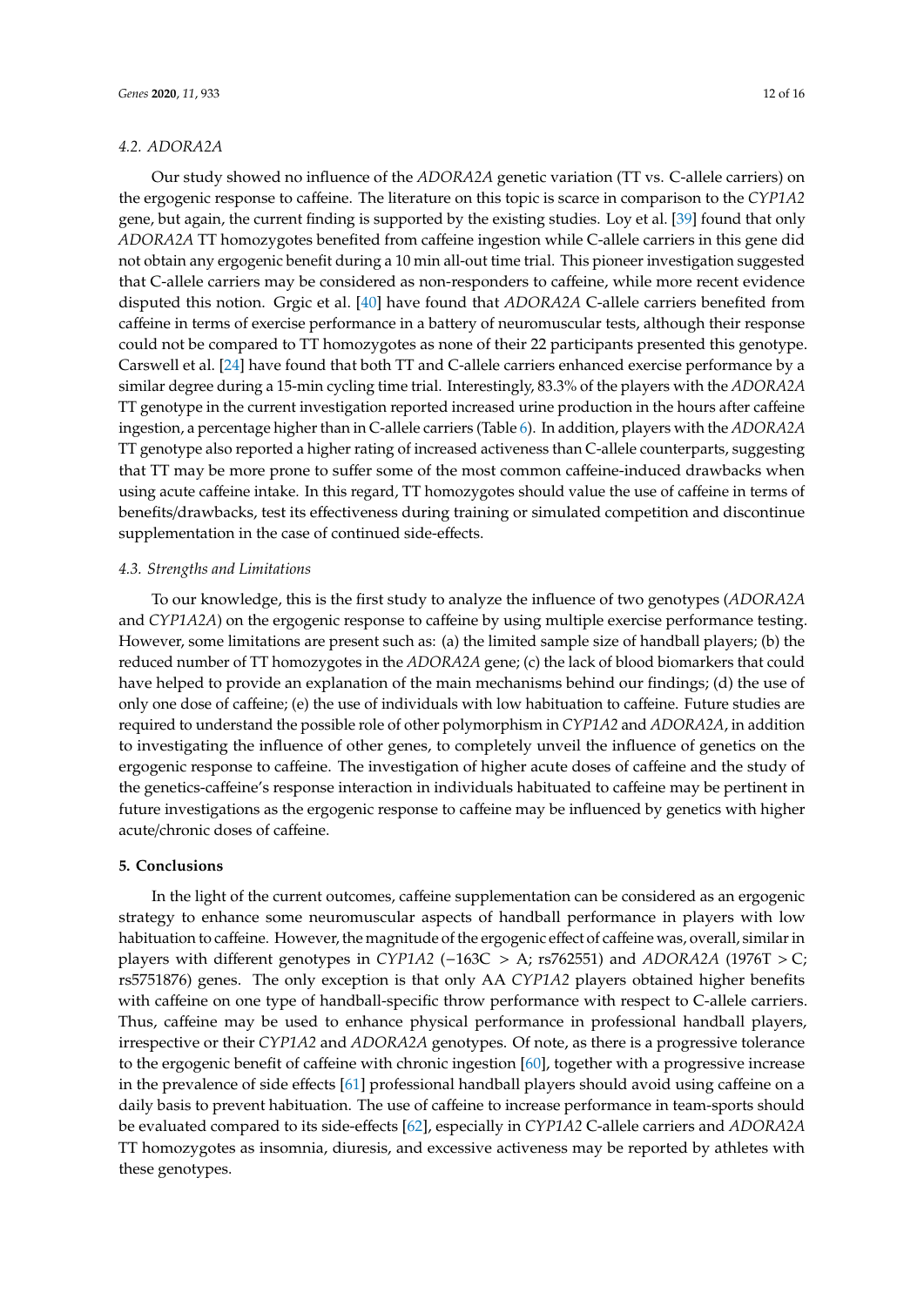### 4.2. ADORA2A

Our study showed no influence of the *ADORA2A* genetic variation (TT vs. C-allele carriers) on the ergogenic response to caffeine. The literature on this topic is scarce in comparison to the *CYP1A2* gene, but again, the current finding is supported by the existing studies. Loy et al. [39] found that only *ADORA2A* TT homozygotes benefited from caffeine ingestion while C-allele carriers in this gene did not obtain any ergogenic benefit during a 10 min all-out time trial. This pioneer investigation suggested that C-allele carriers may be considered as non-responders to caffeine, while more recent evidence disputed this notion. Grgic et al. [40] have found that *ADORA2A* C-allele carriers benefited from caffeine in terms of exercise performance in a battery of neuromuscular tests, although their response could not be compared to TT homozygotes as none of their 22 participants presented this genotype. Carswell et al. [24] have found that both TT and C-allele carriers enhanced exercise performance by a similar degree during a 15-min cycling time trial. Interestingly, 83.3% of the players with the *ADORA2A* TT genotype in the current investigation reported increased urine production in the hours after caffeine ingestion, a percentage higher than in C-allele carriers (Table 6). In addition, players with the *ADORA2A* TT genotype also reported a higher rating of increased activeness than C-allele counterparts, suggesting that TT may be more prone to suffer some of the most common caffeine-induced drawbacks when using acute caffeine intake. In this regard, TT homozygotes should value the use of caffeine in terms of benefits/drawbacks, test its effectiveness during training or simulated competition and discontinue supplementation in the case of continued side-effects.

### 4.3. Strengths and Limitations

To our knowledge, this is the first study to analyze the influence of two genotypes (*ADORA2A* and *CYP1A2A*) on the ergogenic response to caffeine by using multiple exercise performance testing. However, some limitations are present such as: (a) the limited sample size of handball players; (b) the reduced number of TT homozygotes in the *ADORA2A* gene; (c) the lack of blood biomarkers that could have helped to provide an explanation of the main mechanisms behind our findings; (d) the use of only one dose of caffeine; (e) the use of individuals with low habituation to caffeine. Future studies are required to understand the possible role of other polymorphism in *CYP1A2* and *ADORA2A*, in addition to investigating the influence of other genes, to completely unveil the influence of genetics on the ergogenic response to caffeine. The investigation of higher acute doses of caffeine and the study of the genetics-caffeine's response interaction in individuals habituated to caffeine may be pertinent in future investigations as the ergogenic response to caffeine may be influenced by genetics with higher acute/chronic doses of caffeine.

## 5. Conclusions

In the light of the current outcomes, caffeine supplementation can be considered as an ergogenic strategy to enhance some neuromuscular aspects of handball performance in players with low habituation to caffeine. However, the magnitude of the ergogenic effect of caffeine was, overall, similar in players with different genotypes in *CYP1A2* (−163C > A; rs762551) and *ADORA2A* (1976T > C; rs5751876) genes. The only exception is that only AA *CYP1A2* players obtained higher benefits with caffeine on one type of handball-specific throw performance with respect to C-allele carriers. Thus, caffeine may be used to enhance physical performance in professional handball players, irrespective or their *CYP1A2* and *ADORA2A* genotypes. Of note, as there is a progressive tolerance to the ergogenic benefit of caffeine with chronic ingestion [60], together with a progressive increase in the prevalence of side effects [61] professional handball players should avoid using caffeine on a daily basis to prevent habituation. The use of caffeine to increase performance in team-sports should be evaluated compared to its side-effects [62], especially in *CYP1A2* C-allele carriers and *ADORA2A* TT homozygotes as insomnia, diuresis, and excessive activeness may be reported by athletes with these genotypes.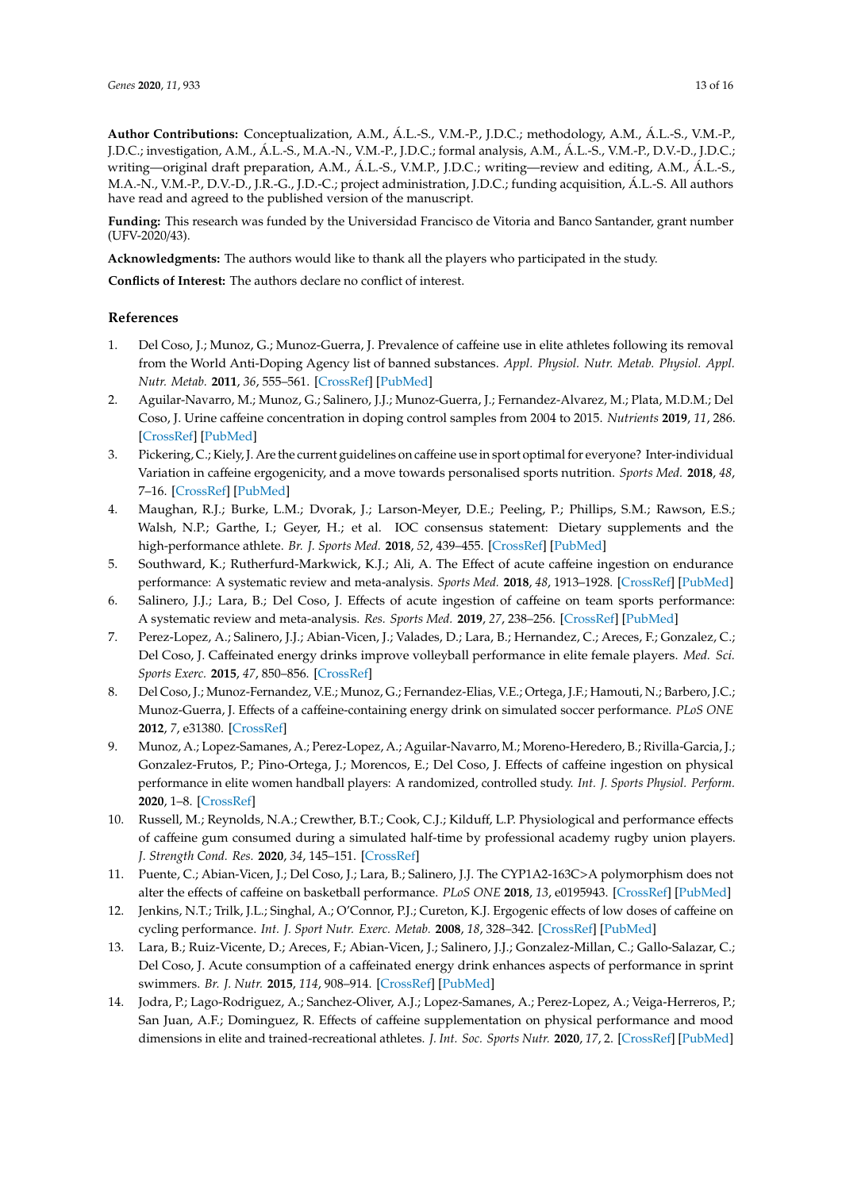**Author Contributions:** Conceptualization, A.M., Á.L.-S., V.M.-P., J.D.C.; methodology, A.M., Á.L.-S., V.M.-P., J.D.C.; investigation, A.M., Á.L.-S., M.A.-N., V.M.-P., J.D.C.; formal analysis, A.M., Á.L.-S., V.M.-P., D.V.-D., J.D.C.; writing—original draft preparation, A.M., Á.L.-S., V.M.P., J.D.C.; writing—review and editing, A.M., Á.L.-S., M.A.-N., V.M.-P., D.V.-D., J.R.-G., J.D.-C.; project administration, J.D.C.; funding acquisition, Á.L.-S. All authors have read and agreed to the published version of the manuscript.

**Funding:** This research was funded by the Universidad Francisco de Vitoria and Banco Santander, grant number (UFV-2020/43).

**Acknowledgments:** The authors would like to thank all the players who participated in the study.

**Conflicts of Interest:** The authors declare no conflict of interest.

## References

1. Del Coso, J.; Munoz, G.; Munoz-Guerra, J. Prevalence of caffeine use in elite athletes following its removal from the World Anti-Doping Agency list of banned substances. *Appl. Physiol. Nutr. Metab. Physiol. Appl. Nutr. Metab.* **2011**, *36*, 555–561. [CrossRef] [PubMed]
2. Aguilar-Navarro, M.; Munoz, G.; Salinero, J.J.; Munoz-Guerra, J.; Fernandez-Alvarez, M.; Plata, M.D.M.; Del Coso, J. Urine caffeine concentration in doping control samples from 2004 to 2015. *Nutrients* **2019**, *11*, 286. [CrossRef] [PubMed]
3. Pickering, C.; Kiely, J. Are the current guidelines on caffeine use in sport optimal for everyone? Inter-individual Variation in caffeine ergogenicity, and a move towards personalised sports nutrition. *Sports Med.* **2018**, *48*, 7–16. [CrossRef] [PubMed]
4. Maughan, R.J.; Burke, L.M.; Dvorak, J.; Larson-Meyer, D.E.; Peeling, P.; Phillips, S.M.; Rawson, E.S.; Walsh, N.P.; Garthe, I.; Geyer, H.; et al. IOC consensus statement: Dietary supplements and the high-performance athlete. *Br. J. Sports Med.* **2018**, *52*, 439–455. [CrossRef] [PubMed]
5. Southward, K.; Rutherfurd-Markwick, K.J.; Ali, A. The Effect of acute caffeine ingestion on endurance performance: A systematic review and meta-analysis. *Sports Med.* **2018**, *48*, 1913–1928. [CrossRef] [PubMed]
6. Salinero, J.J.; Lara, B.; Del Coso, J. Effects of acute ingestion of caffeine on team sports performance: A systematic review and meta-analysis. *Res. Sports Med.* **2019**, *27*, 238–256. [CrossRef] [PubMed]
7. Perez-Lopez, A.; Salinero, J.J.; Abian-Vicen, J.; Valades, D.; Lara, B.; Hernandez, C.; Areces, F.; Gonzalez, C.; Del Coso, J. Caffeinated energy drinks improve volleyball performance in elite female players. *Med. Sci. Sports Exerc.* **2015**, *47*, 850–856. [CrossRef]
8. Del Coso, J.; Munoz-Fernandez, V.E.; Munoz, G.; Fernandez-Elias, V.E.; Ortega, J.F.; Hamouti, N.; Barbero, J.C.; Munoz-Guerra, J. Effects of a caffeine-containing energy drink on simulated soccer performance. *PLoS ONE* **2012**, *7*, e31380. [CrossRef]
9. Munoz, A.; Lopez-Samanes, A.; Perez-Lopez, A.; Aguilar-Navarro, M.; Moreno-Heredero, B.; Rivilla-Garcia, J.; Gonzalez-Frutos, P.; Pino-Ortega, J.; Morencos, E.; Del Coso, J. Effects of caffeine ingestion on physical performance in elite women handball players: A randomized, controlled study. *Int. J. Sports Physiol. Perform.* **2020**, 1–8. [CrossRef]
10. Russell, M.; Reynolds, N.A.; Crewther, B.T.; Cook, C.J.; Kilduff, L.P. Physiological and performance effects of caffeine gum consumed during a simulated half-time by professional academy rugby union players. *J. Strength Cond. Res.* **2020**, *34*, 145–151. [CrossRef]
11. Puente, C.; Abian-Vicen, J.; Del Coso, J.; Lara, B.; Salinero, J.J. The CYP1A2-163C>A polymorphism does not alter the effects of caffeine on basketball performance. *PLoS ONE* **2018**, *13*, e0195943. [CrossRef] [PubMed]
12. Jenkins, N.T.; Trilk, J.L.; Singhal, A.; O'Connor, P.J.; Cureton, K.J. Ergogenic effects of low doses of caffeine on cycling performance. *Int. J. Sport Nutr. Exerc. Metab.* **2008**, *18*, 328–342. [CrossRef] [PubMed]
13. Lara, B.; Ruiz-Vicente, D.; Areces, F.; Abian-Vicen, J.; Salinero, J.J.; Gonzalez-Millan, C.; Gallo-Salazar, C.; Del Coso, J. Acute consumption of a caffeinated energy drink enhances aspects of performance in sprint swimmers. *Br. J. Nutr.* **2015**, *114*, 908–914. [CrossRef] [PubMed]
14. Jodra, P.; Lago-Rodriguez, A.; Sanchez-Oliver, A.J.; Lopez-Samanes, A.; Perez-Lopez, A.; Veiga-Herreros, P.; San Juan, A.F.; Dominguez, R. Effects of caffeine supplementation on physical performance and mood dimensions in elite and trained-recreational athletes. *J. Int. Soc. Sports Nutr.* **2020**, *17*, 2. [CrossRef] [PubMed]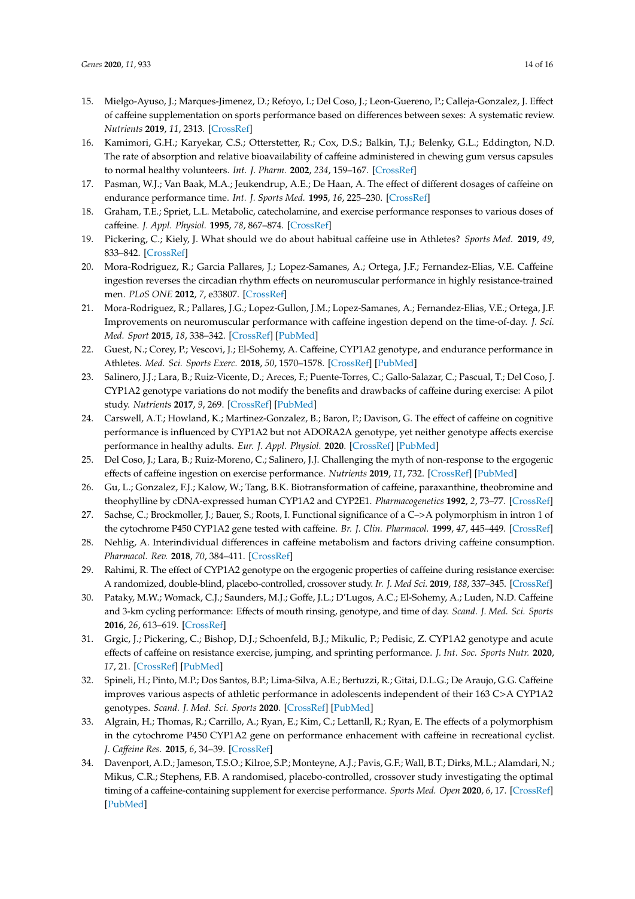15. Mielgo-Ayuso, J.; Marques-Jimenez, D.; Refoyo, I.; Del Coso, J.; Leon-Guereno, P.; Calleja-Gonzalez, J. Effect of caffeine supplementation on sports performance based on differences between sexes: A systematic review. *Nutrients* **2019**, *11*, 2313. [CrossRef]
16. Kamimori, G.H.; Karyekar, C.S.; Otterstetter, R.; Cox, D.S.; Balkin, T.J.; Belenky, G.L.; Eddington, N.D. The rate of absorption and relative bioavailability of caffeine administered in chewing gum versus capsules to normal healthy volunteers. *Int. J. Pharm.* **2002**, *234*, 159–167. [CrossRef]
17. Pasman, W.J.; Van Baak, M.A.; Jeukendrup, A.E.; De Haan, A. The effect of different dosages of caffeine on endurance performance time. *Int. J. Sports Med.* **1995**, *16*, 225–230. [CrossRef]
18. Graham, T.E.; Spriet, L.L. Metabolic, catecholamine, and exercise performance responses to various doses of caffeine. *J. Appl. Physiol.* **1995**, *78*, 867–874. [CrossRef]
19. Pickering, C.; Kiely, J. What should we do about habitual caffeine use in Athletes? *Sports Med.* **2019**, *49*, 833–842. [CrossRef]
20. Mora-Rodriguez, R.; Garcia Pallares, J.; Lopez-Samanes, A.; Ortega, J.F.; Fernandez-Elias, V.E. Caffeine ingestion reverses the circadian rhythm effects on neuromuscular performance in highly resistance-trained men. *PLoS ONE* **2012**, *7*, e33807. [CrossRef]
21. Mora-Rodriguez, R.; Pallares, J.G.; Lopez-Gullon, J.M.; Lopez-Samanes, A.; Fernandez-Elias, V.E.; Ortega, J.F. Improvements on neuromuscular performance with caffeine ingestion depend on the time-of-day. *J. Sci. Med. Sport* **2015**, *18*, 338–342. [CrossRef] [PubMed]
22. Guest, N.; Corey, P.; Vescovi, J.; El-Sohemy, A. Caffeine, CYP1A2 genotype, and endurance performance in Athletes. *Med. Sci. Sports Exerc.* **2018**, *50*, 1570–1578. [CrossRef] [PubMed]
23. Salinero, J.J.; Lara, B.; Ruiz-Vicente, D.; Areces, F.; Puente-Torres, C.; Gallo-Salazar, C.; Pascual, T.; Del Coso, J. CYP1A2 genotype variations do not modify the benefits and drawbacks of caffeine during exercise: A pilot study. *Nutrients* **2017**, *9*, 269. [CrossRef] [PubMed]
24. Carswell, A.T.; Howland, K.; Martinez-Gonzalez, B.; Baron, P.; Davison, G. The effect of caffeine on cognitive performance is influenced by CYP1A2 but not ADORA2A genotype, yet neither genotype affects exercise performance in healthy adults. *Eur. J. Appl. Physiol.* **2020**. [CrossRef] [PubMed]
25. Del Coso, J.; Lara, B.; Ruiz-Moreno, C.; Salinero, J.J. Challenging the myth of non-response to the ergogenic effects of caffeine ingestion on exercise performance. *Nutrients* **2019**, *11*, 732. [CrossRef] [PubMed]
26. Gu, L.; Gonzalez, F.J.; Kalow, W.; Tang, B.K. Biotransformation of caffeine, paraxanthine, theobromine and theophylline by cDNA-expressed human CYP1A2 and CYP2E1. *Pharmacogenetics* **1992**, *2*, 73–77. [CrossRef]
27. Sachse, C.; Brockmoller, J.; Bauer, S.; Roots, I. Functional significance of a C–>A polymorphism in intron 1 of the cytochrome P450 CYP1A2 gene tested with caffeine. *Br. J. Clin. Pharmacol.* **1999**, *47*, 445–449. [CrossRef]
28. Nehlig, A. Interindividual differences in caffeine metabolism and factors driving caffeine consumption. *Pharmacol. Rev.* **2018**, *70*, 384–411. [CrossRef]
29. Rahimi, R. The effect of CYP1A2 genotype on the ergogenic properties of caffeine during resistance exercise: A randomized, double-blind, placebo-controlled, crossover study. *Ir. J. Med Sci.* **2019**, *188*, 337–345. [CrossRef]
30. Pataky, M.W.; Womack, C.J.; Saunders, M.J.; Goffe, J.L.; D'Lugos, A.C.; El-Sohemy, A.; Luden, N.D. Caffeine and 3-km cycling performance: Effects of mouth rinsing, genotype, and time of day. *Scand. J. Med. Sci. Sports* **2016**, *26*, 613–619. [CrossRef]
31. Grgic, J.; Pickering, C.; Bishop, D.J.; Schoenfeld, B.J.; Mikulic, P.; Pedisic, Z. CYP1A2 genotype and acute effects of caffeine on resistance exercise, jumping, and sprinting performance. *J. Int. Soc. Sports Nutr.* **2020**, *17*, 21. [CrossRef] [PubMed]
32. Spineli, H.; Pinto, M.P.; Dos Santos, B.P.; Lima-Silva, A.E.; Bertuzzi, R.; Gitai, D.L.G.; De Araujo, G.G. Caffeine improves various aspects of athletic performance in adolescents independent of their 163 C>A CYP1A2 genotypes. *Scand. J. Med. Sci. Sports* **2020**. [CrossRef] [PubMed]
33. Algrain, H.; Thomas, R.; Carrillo, A.; Ryan, E.; Kim, C.; Lettanll, R.; Ryan, E. The effects of a polymorphism in the cytochrome P450 CYP1A2 gene on performance enhancement with caffeine in recreational cyclist. *J. Caffeine Res.* **2015**, *6*, 34–39. [CrossRef]
34. Davenport, A.D.; Jameson, T.S.O.; Kilroe, S.P.; Monteyne, A.J.; Pavis, G.F.; Wall, B.T.; Dirks, M.L.; Alamdari, N.; Mikus, C.R.; Stephens, F.B. A randomised, placebo-controlled, crossover study investigating the optimal timing of a caffeine-containing supplement for exercise performance. *Sports Med. Open* **2020**, *6*, 17. [CrossRef] [PubMed]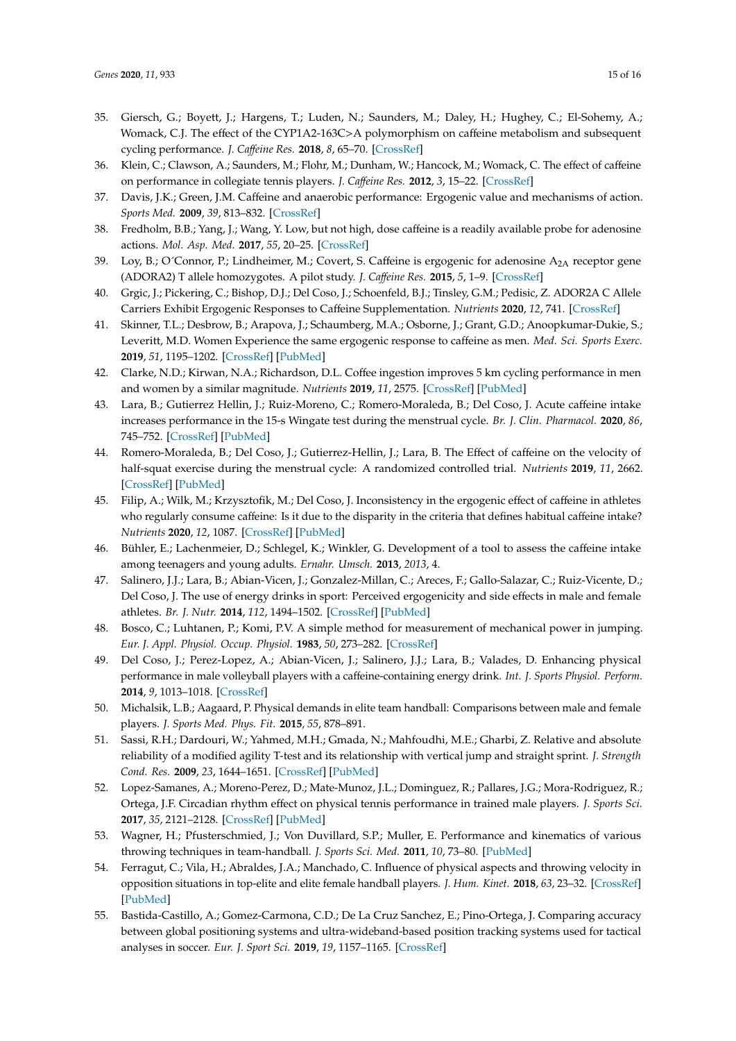35. Giersch, G.; Boyett, J.; Hargens, T.; Luden, N.; Saunders, M.; Daley, H.; Hughey, C.; El-Sohemy, A.; Womack, C.J. The effect of the CYP1A2-163C>A polymorphism on caffeine metabolism and subsequent cycling performance. *J. Caffeine Res.* **2018**, *8*, 65–70. [CrossRef]
36. Klein, C.; Clawson, A.; Saunders, M.; Flohr, M.; Dunham, W.; Hancock, M.; Womack, C. The effect of caffeine on performance in collegiate tennis players. *J. Caffeine Res.* **2012**, *3*, 15–22. [CrossRef]
37. Davis, J.K.; Green, J.M. Caffeine and anaerobic performance: Ergogenic value and mechanisms of action. *Sports Med.* **2009**, *39*, 813–832. [CrossRef]
38. Fredholm, B.B.; Yang, J.; Wang, Y. Low, but not high, dose caffeine is a readily available probe for adenosine actions. *Mol. Asp. Med.* **2017**, *55*, 20–25. [CrossRef]
39. Loy, B.; O´Connor, P.; Lindheimer, M.; Covert, S. Caffeine is ergogenic for adenosine $A_{2A}$ receptor gene (ADORA2) T allele homozygotes. A pilot study. *J. Caffeine Res.* **2015**, *5*, 1–9. [CrossRef]
40. Grgic, J.; Pickering, C.; Bishop, D.J.; Del Coso, J.; Schoenfeld, B.J.; Tinsley, G.M.; Pedisic, Z. ADOR2A C Allele Carriers Exhibit Ergogenic Responses to Caffeine Supplementation. *Nutrients* **2020**, *12*, 741. [CrossRef]
41. Skinner, T.L.; Desbrow, B.; Arapova, J.; Schaumberg, M.A.; Osborne, J.; Grant, G.D.; Anoopkumar-Dukie, S.; Leveritt, M.D. Women Experience the same ergogenic response to caffeine as men. *Med. Sci. Sports Exerc.* **2019**, *51*, 1195–1202. [CrossRef] [PubMed]
42. Clarke, N.D.; Kirwan, N.A.; Richardson, D.L. Coffee ingestion improves 5 km cycling performance in men and women by a similar magnitude. *Nutrients* **2019**, *11*, 2575. [CrossRef] [PubMed]
43. Lara, B.; Gutierrez Hellin, J.; Ruiz-Moreno, C.; Romero-Moraleda, B.; Del Coso, J. Acute caffeine intake increases performance in the 15-s Wingate test during the menstrual cycle. *Br. J. Clin. Pharmacol.* **2020**, *86*, 745–752. [CrossRef] [PubMed]
44. Romero-Moraleda, B.; Del Coso, J.; Gutierrez-Hellin, J.; Lara, B. The Effect of caffeine on the velocity of half-squat exercise during the menstrual cycle: A randomized controlled trial. *Nutrients* **2019**, *11*, 2662. [CrossRef] [PubMed]
45. Filip, A.; Wilk, M.; Krzysztofik, M.; Del Coso, J. Inconsistency in the ergogenic effect of caffeine in athletes who regularly consume caffeine: Is it due to the disparity in the criteria that defines habitual caffeine intake? *Nutrients* **2020**, *12*, 1087. [CrossRef] [PubMed]
46. Bühler, E.; Lachenmeier, D.; Schlegel, K.; Winkler, G. Development of a tool to assess the caffeine intake among teenagers and young adults. *Ernahr. Umsch.* **2013**, *2013*, 4.
47. Salinero, J.J.; Lara, B.; Abian-Vicen, J.; Gonzalez-Millan, C.; Areces, F.; Gallo-Salazar, C.; Ruiz-Vicente, D.; Del Coso, J. The use of energy drinks in sport: Perceived ergogenicity and side effects in male and female athletes. *Br. J. Nutr.* **2014**, *112*, 1494–1502. [CrossRef] [PubMed]
48. Bosco, C.; Luhtanen, P.; Komi, P.V. A simple method for measurement of mechanical power in jumping. *Eur. J. Appl. Physiol. Occup. Physiol.* **1983**, *50*, 273–282. [CrossRef]
49. Del Coso, J.; Perez-Lopez, A.; Abian-Vicen, J.; Salinero, J.J.; Lara, B.; Valades, D. Enhancing physical performance in male volleyball players with a caffeine-containing energy drink. *Int. J. Sports Physiol. Perform.* **2014**, *9*, 1013–1018. [CrossRef]
50. Michalsik, L.B.; Aagaard, P. Physical demands in elite team handball: Comparisons between male and female players. *J. Sports Med. Phys. Fit.* **2015**, *55*, 878–891.
51. Sassi, R.H.; Dardouri, W.; Yahmed, M.H.; Gmada, N.; Mahfoudhi, M.E.; Gharbi, Z. Relative and absolute reliability of a modified agility T-test and its relationship with vertical jump and straight sprint. *J. Strength Cond. Res.* **2009**, *23*, 1644–1651. [CrossRef] [PubMed]
52. Lopez-Samanes, A.; Moreno-Perez, D.; Mate-Munoz, J.L.; Dominguez, R.; Pallares, J.G.; Mora-Rodriguez, R.; Ortega, J.F. Circadian rhythm effect on physical tennis performance in trained male players. *J. Sports Sci.* **2017**, *35*, 2121–2128. [CrossRef] [PubMed]
53. Wagner, H.; Pfusterschmied, J.; Von Duvillard, S.P.; Muller, E. Performance and kinematics of various throwing techniques in team-handball. *J. Sports Sci. Med.* **2011**, *10*, 73–80. [PubMed]
54. Ferragut, C.; Vila, H.; Abraldes, J.A.; Manchado, C. Influence of physical aspects and throwing velocity in opposition situations in top-elite and elite female handball players. *J. Hum. Kinet.* **2018**, *63*, 23–32. [CrossRef] [PubMed]
55. Bastida-Castillo, A.; Gomez-Carmona, C.D.; De La Cruz Sanchez, E.; Pino-Ortega, J. Comparing accuracy between global positioning systems and ultra-wideband-based position tracking systems used for tactical analyses in soccer. *Eur. J. Sport Sci.* **2019**, *19*, 1157–1165. [CrossRef]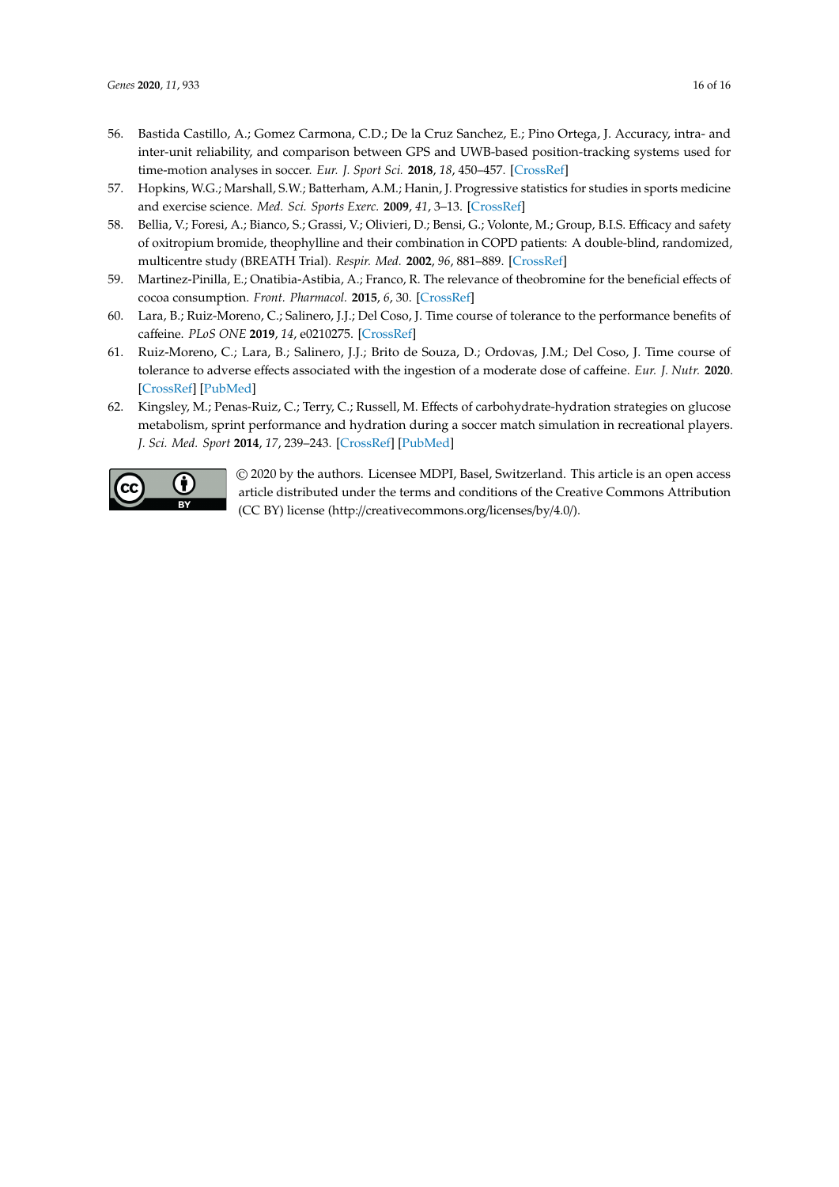56. Bastida Castillo, A.; Gomez Carmona, C.D.; De la Cruz Sanchez, E.; Pino Ortega, J. Accuracy, intra- and inter-unit reliability, and comparison between GPS and UWB-based position-tracking systems used for time-motion analyses in soccer. *Eur. J. Sport Sci.* **2018**, *18*, 450–457. [CrossRef]
57. Hopkins, W.G.; Marshall, S.W.; Batterham, A.M.; Hanin, J. Progressive statistics for studies in sports medicine and exercise science. *Med. Sci. Sports Exerc.* **2009**, *41*, 3–13. [CrossRef]
58. Bellia, V.; Foresi, A.; Bianco, S.; Grassi, V.; Olivieri, D.; Bensi, G.; Volonte, M.; Group, B.I.S. Efficacy and safety of oxitropium bromide, theophylline and their combination in COPD patients: A double-blind, randomized, multicentre study (BREATH Trial). *Respir. Med.* **2002**, *96*, 881–889. [CrossRef]
59. Martinez-Pinilla, E.; Onatibia-Astibia, A.; Franco, R. The relevance of theobromine for the beneficial effects of cocoa consumption. *Front. Pharmacol.* **2015**, *6*, 30. [CrossRef]
60. Lara, B.; Ruiz-Moreno, C.; Salinero, J.J.; Del Coso, J. Time course of tolerance to the performance benefits of caffeine. *PLoS ONE* **2019**, *14*, e0210275. [CrossRef]
61. Ruiz-Moreno, C.; Lara, B.; Salinero, J.J.; Brito de Souza, D.; Ordovas, J.M.; Del Coso, J. Time course of tolerance to adverse effects associated with the ingestion of a moderate dose of caffeine. *Eur. J. Nutr.* **2020**. [CrossRef] [PubMed]
62. Kingsley, M.; Penas-Ruiz, C.; Terry, C.; Russell, M. Effects of carbohydrate-hydration strategies on glucose metabolism, sprint performance and hydration during a soccer match simulation in recreational players. *J. Sci. Med. Sport* **2014**, *17*, 239–243. [CrossRef] [PubMed]

© 2020 by the authors. Licensee MDPI, Basel, Switzerland. This article is an open access article distributed under the terms and conditions of the Creative Commons Attribution (CC BY) license (http://creativecommons.org/licenses/by/4.0/).